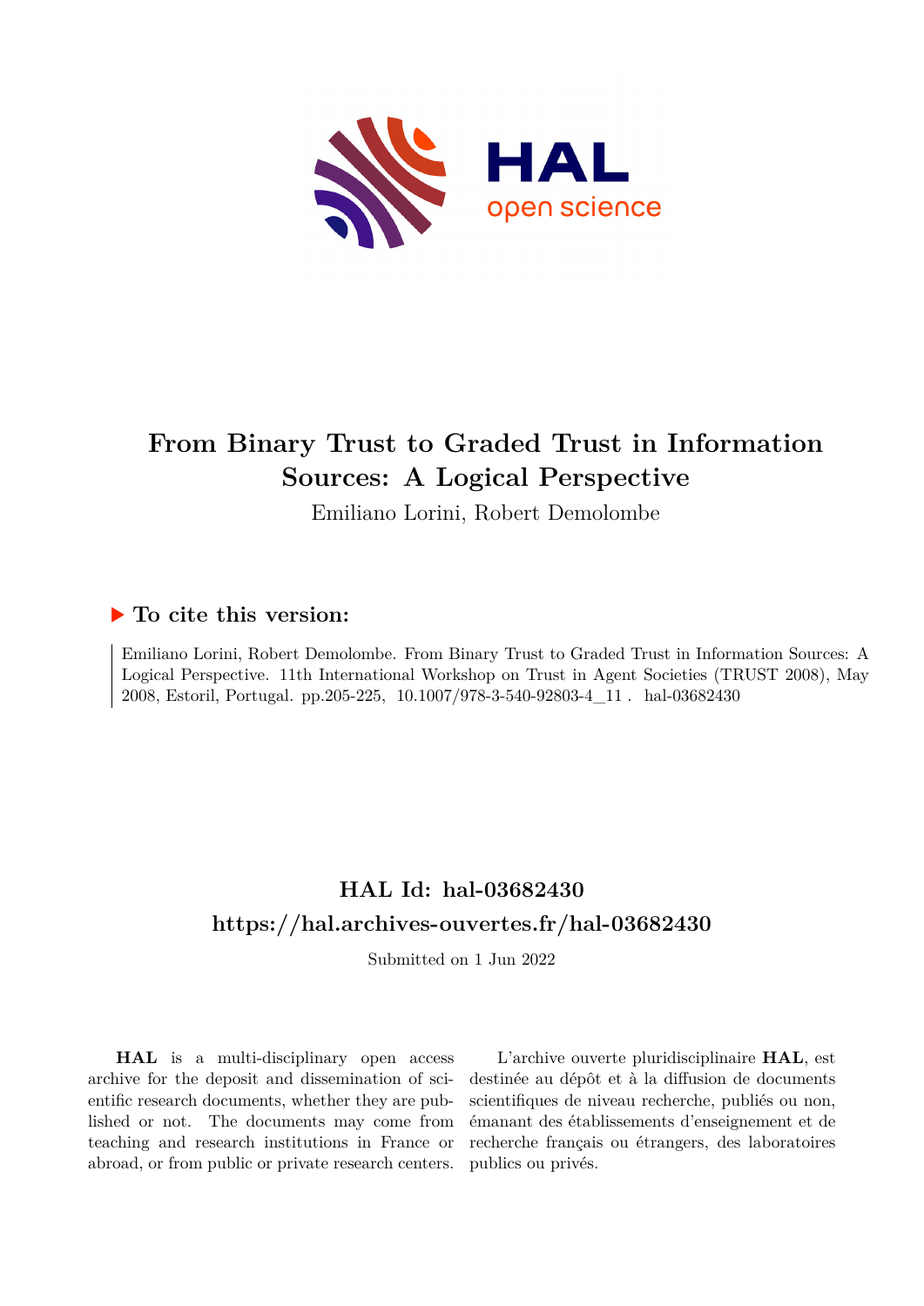# From Binary Trust to Graded Trust in Information Sources: A Logical Perspective

Emiliano Lorini, Robert Demolombe

## ▶ To cite this version:

Emiliano Lorini, Robert Demolombe. From Binary Trust to Graded Trust in Information Sources: A Logical Perspective. 11th International Workshop on Trust in Agent Societies (TRUST 2008), May 2008, Estoril, Portugal. pp.205-225, 10.1007/978-3-540-92803-4_11 . hal-03682430

## HAL Id: hal-03682430

## https://hal.archives-ouvertes.fr/hal-03682430

Submitted on 1 Jun 2022

**HAL** is a multi-disciplinary open access archive for the deposit and dissemination of scientific research documents, whether they are published or not. The documents may come from teaching and research institutions in France or abroad, or from public or private research centers.

L'archive ouverte pluridisciplinaire **HAL**, est destinée au dépôt et à la diffusion de documents scientifiques de niveau recherche, publiés ou non, émanant des établissements d'enseignement et de recherche français ou étrangers, des laboratoires publics ou privés.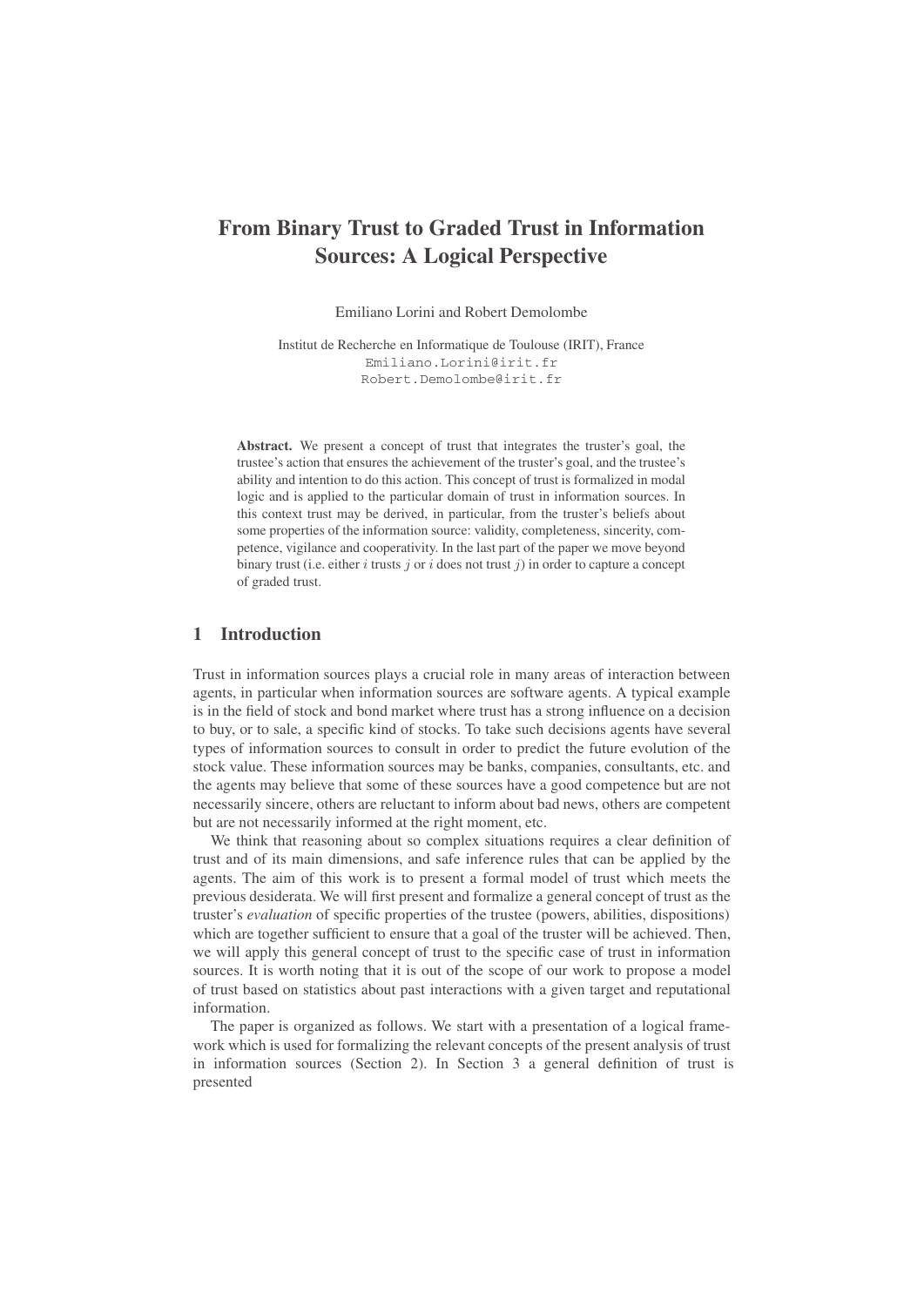# From Binary Trust to Graded Trust in Information Sources: A Logical Perspective

Emiliano Lorini and Robert Demolombe

Institut de Recherche en Informatique de Toulouse (IRIT), France
Emiliano.Lorini@irit.fr
Robert.Demolombe@irit.fr

**Abstract.** We present a concept of trust that integrates the truster's goal, the trustee's action that ensures the achievement of the truster's goal, and the trustee's ability and intention to do this action. This concept of trust is formalized in modal logic and is applied to the particular domain of trust in information sources. In this context trust may be derived, in particular, from the truster's beliefs about some properties of the information source: validity, completeness, sincerity, competence, vigilance and cooperativity. In the last part of the paper we move beyond binary trust (i.e. either $i$ trusts $j$ or $i$ does not trust $j$) in order to capture a concept of graded trust.

## 1 Introduction

Trust in information sources plays a crucial role in many areas of interaction between agents, in particular when information sources are software agents. A typical example is in the field of stock and bond market where trust has a strong influence on a decision to buy, or to sale, a specific kind of stocks. To take such decisions agents have several types of information sources to consult in order to predict the future evolution of the stock value. These information sources may be banks, companies, consultants, etc. and the agents may believe that some of these sources have a good competence but are not necessarily sincere, others are reluctant to inform about bad news, others are competent but are not necessarily informed at the right moment, etc.

We think that reasoning about so complex situations requires a clear definition of trust and of its main dimensions, and safe inference rules that can be applied by the agents. The aim of this work is to present a formal model of trust which meets the previous desiderata. We will first present and formalize a general concept of trust as the truster's *evaluation* of specific properties of the trustee (powers, abilities, dispositions) which are together sufficient to ensure that a goal of the truster will be achieved. Then, we will apply this general concept of trust to the specific case of trust in information sources. It is worth noting that it is out of the scope of our work to propose a model of trust based on statistics about past interactions with a given target and reputational information.

The paper is organized as follows. We start with a presentation of a logical framework which is used for formalizing the relevant concepts of the present analysis of trust in information sources (Section 2). In Section 3 a general definition of trust is presented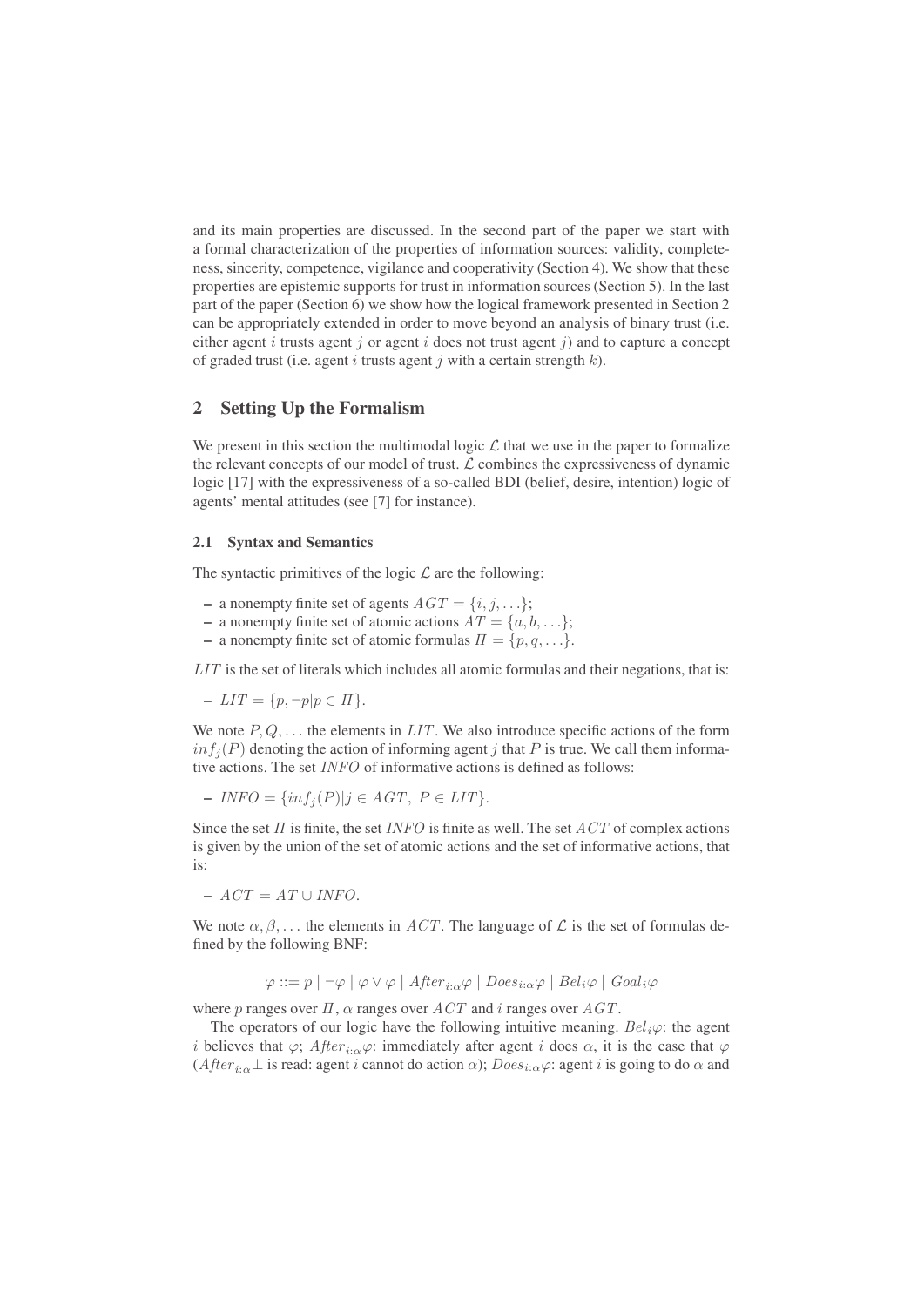and its main properties are discussed. In the second part of the paper we start with a formal characterization of the properties of information sources: validity, completeness, sincerity, competence, vigilance and cooperativity (Section 4). We show that these properties are epistemic supports for trust in information sources (Section 5). In the last part of the paper (Section 6) we show how the logical framework presented in Section 2 can be appropriately extended in order to move beyond an analysis of binary trust (i.e. either agent $i$ trusts agent $j$ or agent $i$ does not trust agent $j$) and to capture a concept of graded trust (i.e. agent $i$ trusts agent $j$ with a certain strength $k$).

## 2 Setting Up the Formalism

We present in this section the multimodal logic $\mathcal{L}$ that we use in the paper to formalize the relevant concepts of our model of trust. $\mathcal{L}$ combines the expressiveness of dynamic logic [17] with the expressiveness of a so-called BDI (belief, desire, intention) logic of agents' mental attitudes (see [7] for instance).

### 2.1 Syntax and Semantics

The syntactic primitives of the logic $\mathcal{L}$ are the following:

- a nonempty finite set of agents $AGT = \{i, j, \ldots\}$;
- a nonempty finite set of atomic actions $AT = \{a, b, \ldots\}$;
- a nonempty finite set of atomic formulas $\Pi = \{p, q, \ldots\}$.

$LIT$ is the set of literals which includes all atomic formulas and their negations, that is:

- $LIT = \{p, \neg p | p \in \Pi\}$.

We note $P, Q, \ldots$ the elements in $LIT$. We also introduce specific actions of the form $inf_j(P)$ denoting the action of informing agent $j$ that $P$ is true. We call them informative actions. The set $INFO$ of informative actions is defined as follows:

- $INFO = \{inf_j(P) | j \in AGT,\ P \in LIT\}$.

Since the set $\Pi$ is finite, the set $INFO$ is finite as well. The set $ACT$ of complex actions is given by the union of the set of atomic actions and the set of informative actions, that is:

- $ACT = AT \cup INFO$.

We note $\alpha, \beta, \ldots$ the elements in $ACT$. The language of $\mathcal{L}$ is the set of formulas defined by the following BNF:

$$\varphi ::= p \mid \neg\varphi \mid \varphi \vee \varphi \mid After_{i:\alpha}\varphi \mid Does_{i:\alpha}\varphi \mid Bel_i\varphi \mid Goal_i\varphi$$

where $p$ ranges over $\Pi$, $\alpha$ ranges over $ACT$ and $i$ ranges over $AGT$.

The operators of our logic have the following intuitive meaning. $Bel_i\varphi$: the agent $i$ believes that $\varphi$; $After_{i:\alpha}\varphi$: immediately after agent $i$ does $\alpha$, it is the case that $\varphi$ ($After_{i:\alpha}\bot$ is read: agent $i$ cannot do action $\alpha$); $Does_{i:\alpha}\varphi$: agent $i$ is going to do $\alpha$ and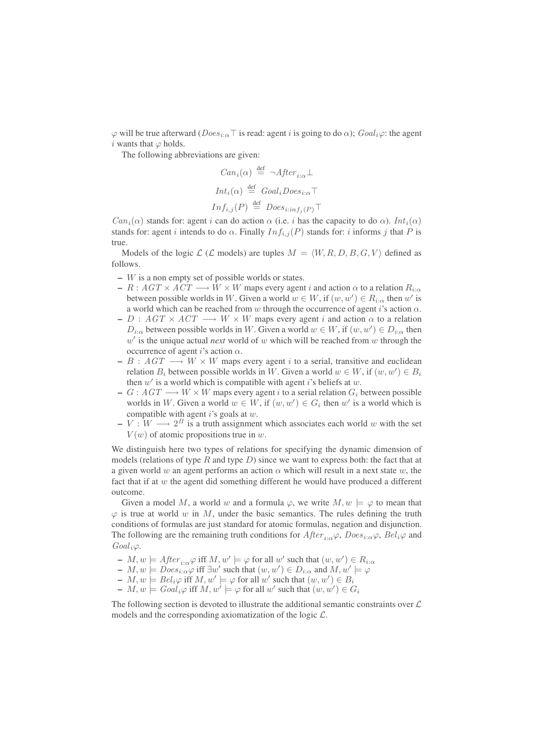$\varphi$ will be true afterward ($Does_{i:\alpha}\top$ is read: agent $i$ is going to do $\alpha$); $Goal_i\varphi$: the agent $i$ wants that $\varphi$ holds.

The following abbreviations are given:

$$Can_i(\alpha) \stackrel{\text{def}}{=} \neg After_{i:\alpha}\bot$$

$$Int_i(\alpha) \stackrel{\text{def}}{=} Goal_i Does_{i:\alpha}\top$$

$$Inf_{i,j}(P) \stackrel{\text{def}}{=} Does_{i:inf_j(P)}\top$$

$Can_i(\alpha)$ stands for: agent $i$ can do action $\alpha$ (i.e. $i$ has the capacity to do $\alpha$). $Int_i(\alpha)$ stands for: agent $i$ intends to do $\alpha$. Finally $Inf_{i,j}(P)$ stands for: $i$ informs $j$ that $P$ is true.

Models of the logic $\mathcal{L}$ ($\mathcal{L}$ models) are tuples $M = \langle W, R, D, B, G, V\rangle$ defined as follows.

- $W$ is a non empty set of possible worlds or states.
- $R : AGT \times ACT \longrightarrow W \times W$ maps every agent $i$ and action $\alpha$ to a relation $R_{i:\alpha}$ between possible worlds in $W$. Given a world $w \in W$, if $(w, w') \in R_{i:\alpha}$ then $w'$ is a world which can be reached from $w$ through the occurrence of agent $i$'s action $\alpha$.
- $D : AGT \times ACT \longrightarrow W \times W$ maps every agent $i$ and action $\alpha$ to a relation $D_{i:\alpha}$ between possible worlds in $W$. Given a world $w \in W$, if $(w, w') \in D_{i:\alpha}$ then $w'$ is the unique actual *next* world of $w$ which will be reached from $w$ through the occurrence of agent $i$'s action $\alpha$.
- $B : AGT \longrightarrow W \times W$ maps every agent $i$ to a serial, transitive and euclidean relation $B_i$ between possible worlds in $W$. Given a world $w \in W$, if $(w, w') \in B_i$ then $w'$ is a world which is compatible with agent $i$'s beliefs at $w$.
- $G : AGT \longrightarrow W \times W$ maps every agent $i$ to a serial relation $G_i$ between possible worlds in $W$. Given a world $w \in W$, if $(w, w') \in G_i$ then $w'$ is a world which is compatible with agent $i$'s goals at $w$.
- $V : W \longrightarrow 2^{\Pi}$ is a truth assignment which associates each world $w$ with the set $V(w)$ of atomic propositions true in $w$.

We distinguish here two types of relations for specifying the dynamic dimension of models (relations of type $R$ and type $D$) since we want to express both: the fact that at a given world $w$ an agent performs an action $\alpha$ which will result in a next state $w$, the fact that if at $w$ the agent did something different he would have produced a different outcome.

Given a model $M$, a world $w$ and a formula $\varphi$, we write $M, w \models \varphi$ to mean that $\varphi$ is true at world $w$ in $M$, under the basic semantics. The rules defining the truth conditions of formulas are just standard for atomic formulas, negation and disjunction. The following are the remaining truth conditions for $After_{i:\alpha}\varphi$, $Does_{i:\alpha}\varphi$, $Bel_i\varphi$ and $Goal_i\varphi$.

- $M, w \models After_{i:\alpha}\varphi$ iff $M, w' \models \varphi$ for all $w'$ such that $(w, w') \in R_{i:\alpha}$
- $M, w \models Does_{i:\alpha}\varphi$ iff $\exists w'$ such that $(w, w') \in D_{i:\alpha}$ and $M, w' \models \varphi$
- $M, w \models Bel_i\varphi$ iff $M, w' \models \varphi$ for all $w'$ such that $(w, w') \in B_i$
- $M, w \models Goal_i\varphi$ iff $M, w' \models \varphi$ for all $w'$ such that $(w, w') \in G_i$

The following section is devoted to illustrate the additional semantic constraints over $\mathcal{L}$ models and the corresponding axiomatization of the logic $\mathcal{L}$.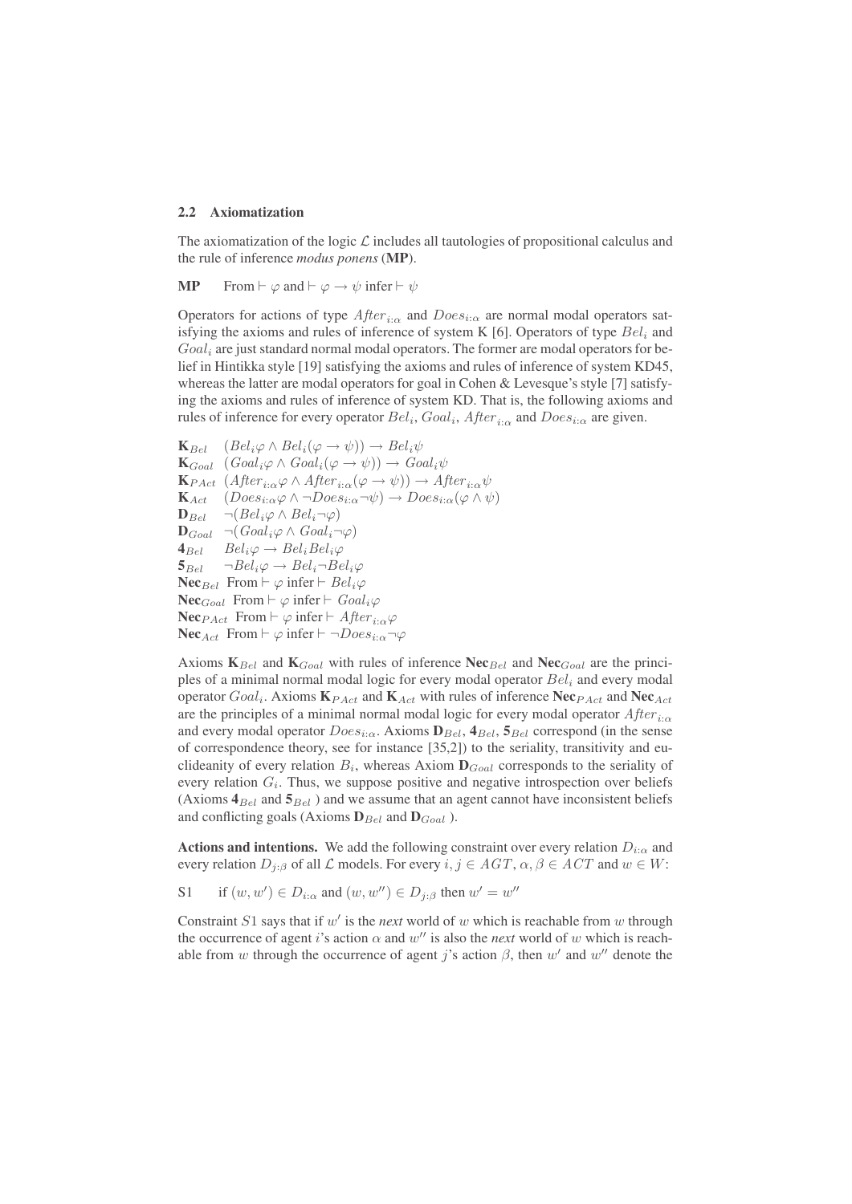### 2.2 Axiomatization

The axiomatization of the logic $\mathcal{L}$ includes all tautologies of propositional calculus and the rule of inference *modus ponens* (**MP**).

**MP** From $\vdash \varphi$ and $\vdash \varphi \rightarrow \psi$ infer $\vdash \psi$

Operators for actions of type $After_{i:\alpha}$ and $Does_{i:\alpha}$ are normal modal operators satisfying the axioms and rules of inference of system K [6]. Operators of type $Bel_i$ and $Goal_i$ are just standard normal modal operators. The former are modal operators for belief in Hintikka style [19] satisfying the axioms and rules of inference of system KD45, whereas the latter are modal operators for goal in Cohen & Levesque's style [7] satisfying the axioms and rules of inference of system KD. That is, the following axioms and rules of inference for every operator $Bel_i$, $Goal_i$, $After_{i:\alpha}$ and $Does_{i:\alpha}$ are given.

$\mathbf{K}_{Bel}$ $(Bel_i\varphi \wedge Bel_i(\varphi \rightarrow \psi)) \rightarrow Bel_i\psi$
$\mathbf{K}_{Goal}$ $(Goal_i\varphi \wedge Goal_i(\varphi \rightarrow \psi)) \rightarrow Goal_i\psi$
$\mathbf{K}_{PAct}$ $(After_{i:\alpha}\varphi \wedge After_{i:\alpha}(\varphi \rightarrow \psi)) \rightarrow After_{i:\alpha}\psi$
$\mathbf{K}_{Act}$ $(Does_{i:\alpha}\varphi \wedge \neg Does_{i:\alpha}\neg\psi) \rightarrow Does_{i:\alpha}(\varphi \wedge \psi)$
$\mathbf{D}_{Bel}$ $\neg(Bel_i\varphi \wedge Bel_i\neg\varphi)$
$\mathbf{D}_{Goal}$ $\neg(Goal_i\varphi \wedge Goal_i\neg\varphi)$
$\mathbf{4}_{Bel}$ $Bel_i\varphi \rightarrow Bel_iBel_i\varphi$
$\mathbf{5}_{Bel}$ $\neg Bel_i\varphi \rightarrow Bel_i\neg Bel_i\varphi$
$\mathbf{Nec}_{Bel}$ From $\vdash \varphi$ infer $\vdash Bel_i\varphi$
$\mathbf{Nec}_{Goal}$ From $\vdash \varphi$ infer $\vdash Goal_i\varphi$
$\mathbf{Nec}_{PAct}$ From $\vdash \varphi$ infer $\vdash After_{i:\alpha}\varphi$
$\mathbf{Nec}_{Act}$ From $\vdash \varphi$ infer $\vdash \neg Does_{i:\alpha}\neg\varphi$

Axioms $\mathbf{K}_{Bel}$ and $\mathbf{K}_{Goal}$ with rules of inference $\mathbf{Nec}_{Bel}$ and $\mathbf{Nec}_{Goal}$ are the principles of a minimal normal modal logic for every modal operator $Bel_i$ and every modal operator $Goal_i$. Axioms $\mathbf{K}_{PAct}$ and $\mathbf{K}_{Act}$ with rules of inference $\mathbf{Nec}_{PAct}$ and $\mathbf{Nec}_{Act}$ are the principles of a minimal normal modal logic for every modal operator $After_{i:\alpha}$ and every modal operator $Does_{i:\alpha}$. Axioms $\mathbf{D}_{Bel}$, $\mathbf{4}_{Bel}$, $\mathbf{5}_{Bel}$ correspond (in the sense of correspondence theory, see for instance [35,2]) to the seriality, transitivity and euclideanity of every relation $B_i$, whereas Axiom $\mathbf{D}_{Goal}$ corresponds to the seriality of every relation $G_i$. Thus, we suppose positive and negative introspection over beliefs (Axioms $\mathbf{4}_{Bel}$ and $\mathbf{5}_{Bel}$ ) and we assume that an agent cannot have inconsistent beliefs and conflicting goals (Axioms $\mathbf{D}_{Bel}$ and $\mathbf{D}_{Goal}$ ).

**Actions and intentions.** We add the following constraint over every relation $D_{i:\alpha}$ and every relation $D_{j:\beta}$ of all $\mathcal{L}$ models. For every $i, j \in AGT$, $\alpha, \beta \in ACT$ and $w \in W$:

S1 if $(w, w') \in D_{i:\alpha}$ and $(w, w'') \in D_{j:\beta}$ then $w' = w''$

Constraint $S1$ says that if $w'$ is the *next* world of $w$ which is reachable from $w$ through the occurrence of agent $i$'s action $\alpha$ and $w''$ is also the *next* world of $w$ which is reachable from $w$ through the occurrence of agent $j$'s action $\beta$, then $w'$ and $w''$ denote the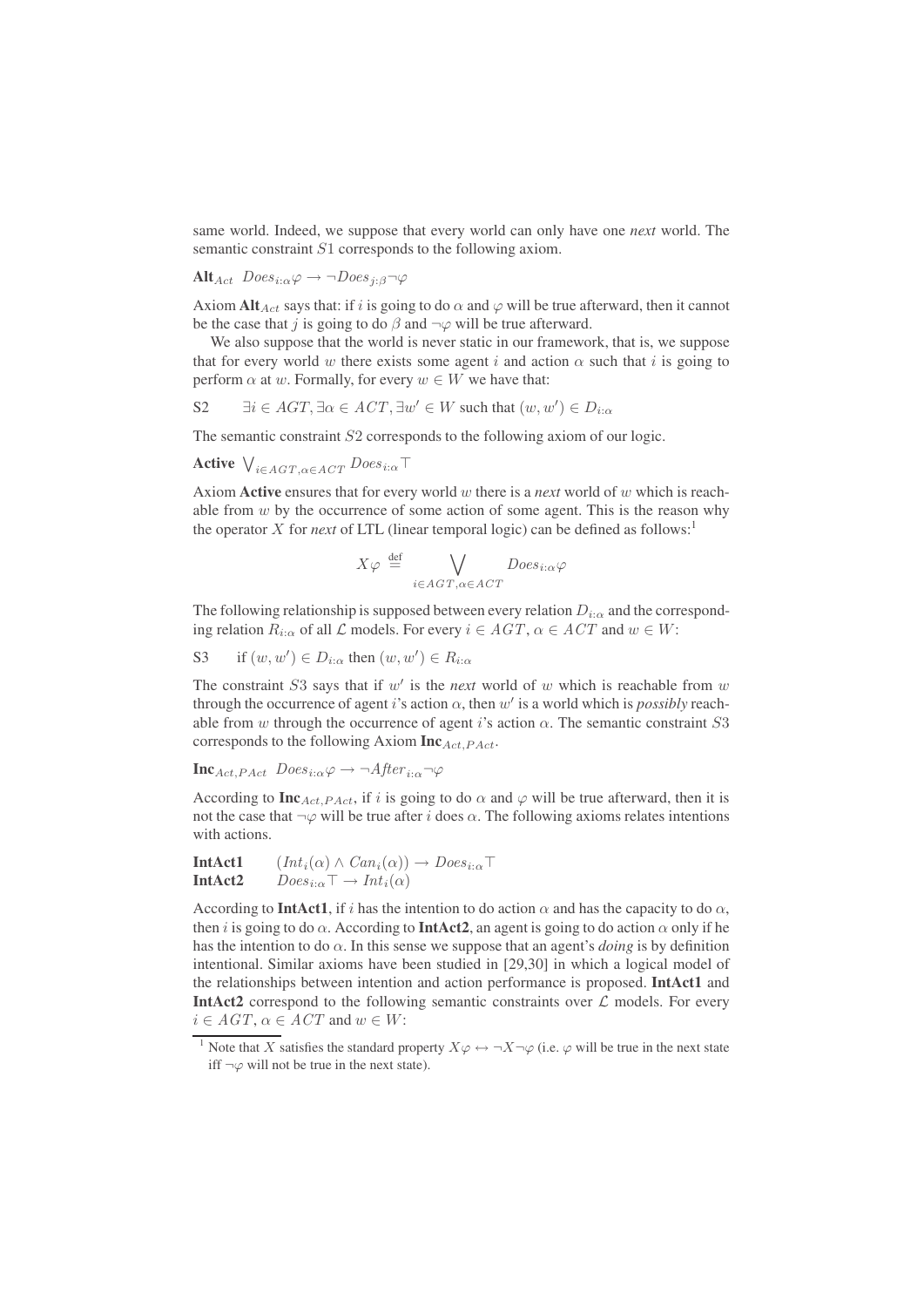same world. Indeed, we suppose that every world can only have one *next* world. The semantic constraint $S1$ corresponds to the following axiom.

**Alt**$_{Act}$ $\,Does_{i:\alpha}\varphi \rightarrow \neg Does_{j:\beta}\neg\varphi$

Axiom **Alt**$_{Act}$ says that: if $i$ is going to do $\alpha$ and $\varphi$ will be true afterward, then it cannot be the case that $j$ is going to do $\beta$ and $\neg\varphi$ will be true afterward.

We also suppose that the world is never static in our framework, that is, we suppose that for every world $w$ there exists some agent $i$ and action $\alpha$ such that $i$ is going to perform $\alpha$ at $w$. Formally, for every $w \in W$ we have that:

S2 $\quad \exists i \in AGT, \exists \alpha \in ACT, \exists w' \in W$ such that $(w, w') \in D_{i:\alpha}$

The semantic constraint $S2$ corresponds to the following axiom of our logic.

**Active** $\bigvee_{i \in AGT, \alpha \in ACT} Does_{i:\alpha}\top$

Axiom **Active** ensures that for every world $w$ there is a *next* world of $w$ which is reachable from $w$ by the occurrence of some action of some agent. This is the reason why the operator $X$ for *next* of LTL (linear temporal logic) can be defined as follows:[1]

$$X\varphi \stackrel{\text{def}}{=} \bigvee_{i \in AGT, \alpha \in ACT} Does_{i:\alpha}\varphi$$

The following relationship is supposed between every relation $D_{i:\alpha}$ and the corresponding relation $R_{i:\alpha}$ of all $\mathcal{L}$ models. For every $i \in AGT$, $\alpha \in ACT$ and $w \in W$:

S3 $\quad$ if $(w, w') \in D_{i:\alpha}$ then $(w, w') \in R_{i:\alpha}$

The constraint $S3$ says that if $w'$ is the *next* world of $w$ which is reachable from $w$ through the occurrence of agent $i$'s action $\alpha$, then $w'$ is a world which is *possibly* reachable from $w$ through the occurrence of agent $i$'s action $\alpha$. The semantic constraint $S3$ corresponds to the following Axiom **Inc**$_{Act,PAct}$.

**Inc**$_{Act,PAct}$ $\,Does_{i:\alpha}\varphi \rightarrow \neg After_{i:\alpha}\neg\varphi$

According to **Inc**$_{Act,PAct}$, if $i$ is going to do $\alpha$ and $\varphi$ will be true afterward, then it is not the case that $\neg\varphi$ will be true after $i$ does $\alpha$. The following axioms relates intentions with actions.

**IntAct1** $\quad (Int_i(\alpha) \wedge Can_i(\alpha)) \rightarrow Does_{i:\alpha}\top$
**IntAct2** $\quad Does_{i:\alpha}\top \rightarrow Int_i(\alpha)$

According to **IntAct1**, if $i$ has the intention to do action $\alpha$ and has the capacity to do $\alpha$, then $i$ is going to do $\alpha$. According to **IntAct2**, an agent is going to do action $\alpha$ only if he has the intention to do $\alpha$. In this sense we suppose that an agent's *doing* is by definition intentional. Similar axioms have been studied in [29,30] in which a logical model of the relationships between intention and action performance is proposed. **IntAct1** and **IntAct2** correspond to the following semantic constraints over $\mathcal{L}$ models. For every $i \in AGT$, $\alpha \in ACT$ and $w \in W$:

[1] Note that $X$ satisfies the standard property $X\varphi \leftrightarrow \neg X \neg\varphi$ (i.e. $\varphi$ will be true in the next state iff $\neg\varphi$ will not be true in the next state).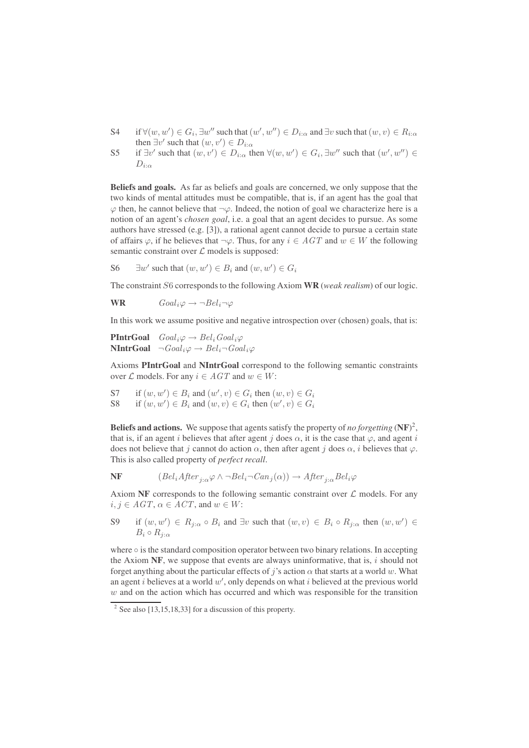S4 if $\forall(w, w') \in G_i, \exists w''$ such that $(w', w'') \in D_{i:\alpha}$ and $\exists v$ such that $(w, v) \in R_{i:\alpha}$ then $\exists v'$ such that $(w, v') \in D_{i:\alpha}$

S5 if $\exists v'$ such that $(w, v') \in D_{i:\alpha}$ then $\forall(w, w') \in G_i, \exists w''$ such that $(w', w'') \in D_{i:\alpha}$

**Beliefs and goals.** As far as beliefs and goals are concerned, we only suppose that the two kinds of mental attitudes must be compatible, that is, if an agent has the goal that $\varphi$ then, he cannot believe that $\neg\varphi$. Indeed, the notion of goal we characterize here is a notion of an agent's *chosen goal*, i.e. a goal that an agent decides to pursue. As some authors have stressed (e.g. [3]), a rational agent cannot decide to pursue a certain state of affairs $\varphi$, if he believes that $\neg\varphi$. Thus, for any $i \in AGT$ and $w \in W$ the following semantic constraint over $\mathcal{L}$ models is supposed:

S6 $\exists w'$ such that $(w, w') \in B_i$ and $(w, w') \in G_i$

The constraint $S6$ corresponds to the following Axiom **WR** (*weak realism*) of our logic.

**WR** $Goal_i\varphi \rightarrow \neg Bel_i\neg\varphi$

In this work we assume positive and negative introspection over (chosen) goals, that is:

**PIntrGoal** $Goal_i\varphi \rightarrow Bel_i Goal_i\varphi$

**NIntrGoal** $\neg Goal_i\varphi \rightarrow Bel_i\neg Goal_i\varphi$

Axioms **PIntrGoal** and **NIntrGoal** correspond to the following semantic constraints over $\mathcal{L}$ models. For any $i \in AGT$ and $w \in W$:

S7 if $(w, w') \in B_i$ and $(w', v) \in G_i$ then $(w, v) \in G_i$

S8 if $(w, w') \in B_i$ and $(w, v) \in G_i$ then $(w', v) \in G_i$

**Beliefs and actions.** We suppose that agents satisfy the property of *no forgetting* (**NF**)[2], that is, if an agent $i$ believes that after agent $j$ does $\alpha$, it is the case that $\varphi$, and agent $i$ does not believe that $j$ cannot do action $\alpha$, then after agent $j$ does $\alpha$, $i$ believes that $\varphi$. This is also called property of *perfect recall*.

**NF** $(Bel_i After_{j:\alpha}\varphi \wedge \neg Bel_i\neg Can_j(\alpha)) \rightarrow After_{j:\alpha} Bel_i\varphi$

Axiom **NF** corresponds to the following semantic constraint over $\mathcal{L}$ models. For any $i, j \in AGT$, $\alpha \in ACT$, and $w \in W$:

S9 if $(w, w') \in R_{j:\alpha} \circ B_i$ and $\exists v$ such that $(w, v) \in B_i \circ R_{j:\alpha}$ then $(w, w') \in B_i \circ R_{j:\alpha}$

where $\circ$ is the standard composition operator between two binary relations. In accepting the Axiom **NF**, we suppose that events are always uninformative, that is, $i$ should not forget anything about the particular effects of $j$'s action $\alpha$ that starts at a world $w$. What an agent $i$ believes at a world $w'$, only depends on what $i$ believed at the previous world $w$ and on the action which has occurred and which was responsible for the transition

[2] See also [13,15,18,33] for a discussion of this property.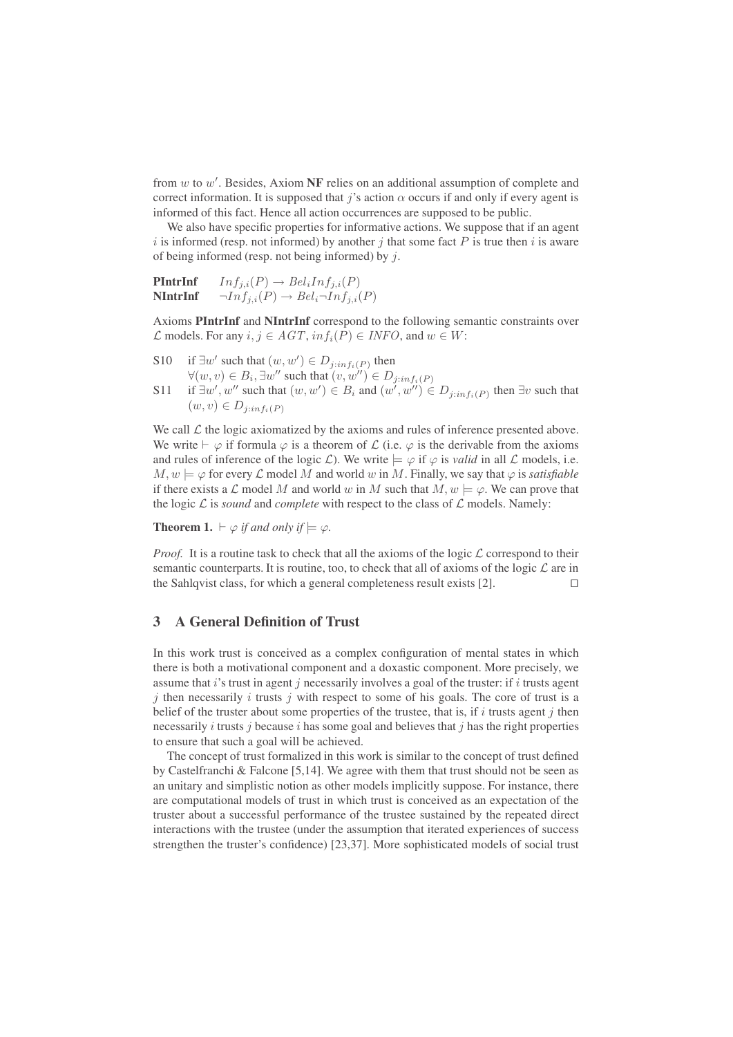from $w$ to $w'$. Besides, Axiom **NF** relies on an additional assumption of complete and correct information. It is supposed that $j$'s action $\alpha$ occurs if and only if every agent is informed of this fact. Hence all action occurrences are supposed to be public.

We also have specific properties for informative actions. We suppose that if an agent $i$ is informed (resp. not informed) by another $j$ that some fact $P$ is true then $i$ is aware of being informed (resp. not being informed) by $j$.

**PIntrInf** $\quad Inf_{j,i}(P) \rightarrow Bel_i Inf_{j,i}(P)$
**NIntrInf** $\quad \neg Inf_{j,i}(P) \rightarrow Bel_i \neg Inf_{j,i}(P)$

Axioms **PIntrInf** and **NIntrInf** correspond to the following semantic constraints over $\mathcal{L}$ models. For any $i, j \in AGT$, $inf_i(P) \in INFO$, and $w \in W$:

- S10 $\quad$ if $\exists w'$ such that $(w, w') \in D_{j:inf_i(P)}$ then $\forall (w, v) \in B_i, \exists w''$ such that $(v, w'') \in D_{j:inf_i(P)}$
- S11 $\quad$ if $\exists w', w''$ such that $(w, w') \in B_i$ and $(w', w'') \in D_{j:inf_i(P)}$ then $\exists v$ such that $(w, v) \in D_{j:inf_i(P)}$

We call $\mathcal{L}$ the logic axiomatized by the axioms and rules of inference presented above. We write $\vdash \varphi$ if formula $\varphi$ is a theorem of $\mathcal{L}$ (i.e. $\varphi$ is the derivable from the axioms and rules of inference of the logic $\mathcal{L}$). We write $\models \varphi$ if $\varphi$ is *valid* in all $\mathcal{L}$ models, i.e. $M, w \models \varphi$ for every $\mathcal{L}$ model $M$ and world $w$ in $M$. Finally, we say that $\varphi$ is *satisfiable* if there exists a $\mathcal{L}$ model $M$ and world $w$ in $M$ such that $M, w \models \varphi$. We can prove that the logic $\mathcal{L}$ is *sound* and *complete* with respect to the class of $\mathcal{L}$ models. Namely:

**Theorem 1.** *$\vdash \varphi$ if and only if $\models \varphi$.*

*Proof.* It is a routine task to check that all the axioms of the logic $\mathcal{L}$ correspond to their semantic counterparts. It is routine, too, to check that all of axioms of the logic $\mathcal{L}$ are in the Sahlqvist class, for which a general completeness result exists [2]. □

## 3 A General Definition of Trust

In this work trust is conceived as a complex configuration of mental states in which there is both a motivational component and a doxastic component. More precisely, we assume that $i$'s trust in agent $j$ necessarily involves a goal of the truster: if $i$ trusts agent $j$ then necessarily $i$ trusts $j$ with respect to some of his goals. The core of trust is a belief of the truster about some properties of the trustee, that is, if $i$ trusts agent $j$ then necessarily $i$ trusts $j$ because $i$ has some goal and believes that $j$ has the right properties to ensure that such a goal will be achieved.

The concept of trust formalized in this work is similar to the concept of trust defined by Castelfranchi & Falcone [5,14]. We agree with them that trust should not be seen as an unitary and simplistic notion as other models implicitly suppose. For instance, there are computational models of trust in which trust is conceived as an expectation of the truster about a successful performance of the trustee sustained by the repeated direct interactions with the trustee (under the assumption that iterated experiences of success strengthen the truster's confidence) [23,37]. More sophisticated models of social trust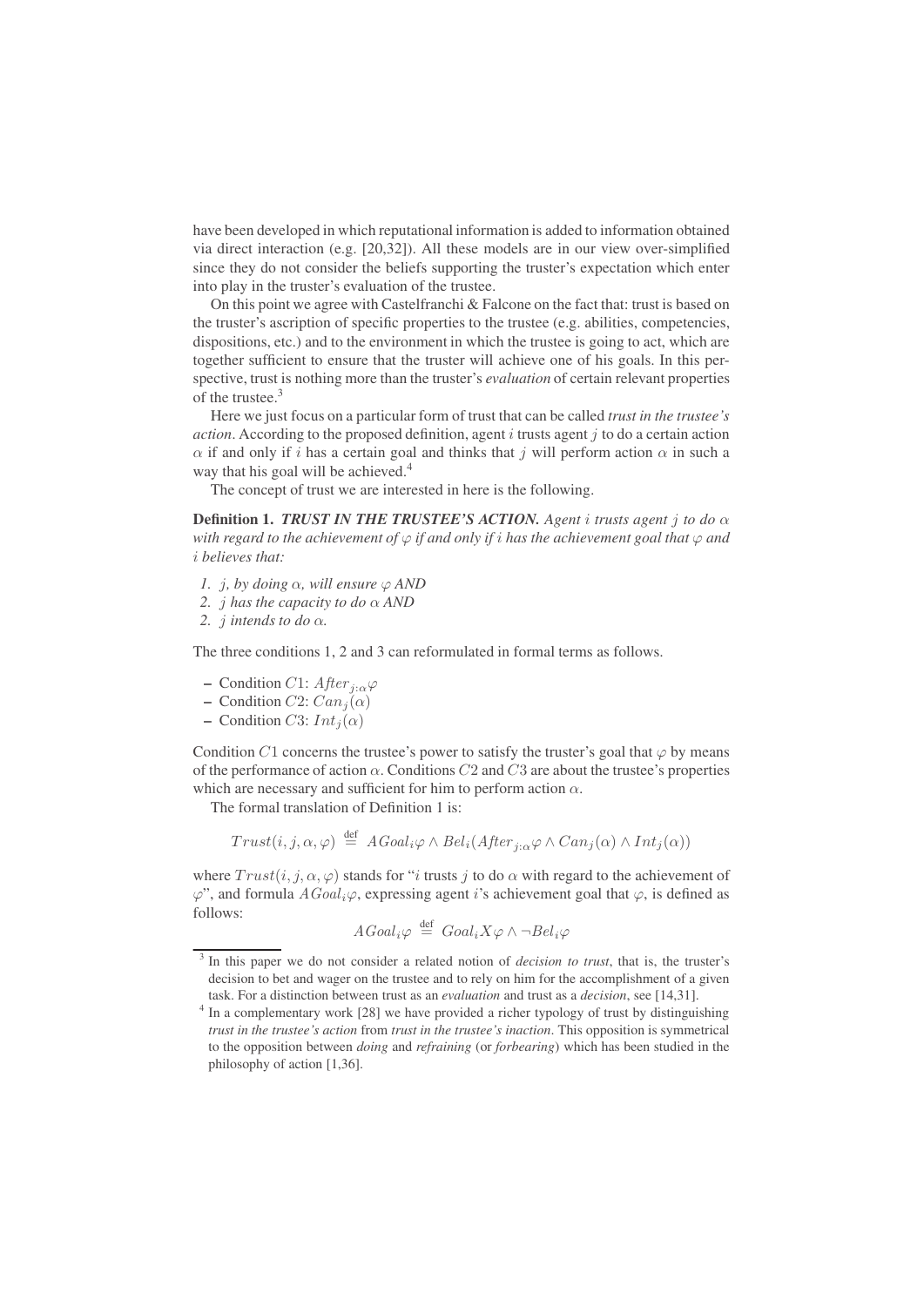have been developed in which reputational information is added to information obtained via direct interaction (e.g. [20,32]). All these models are in our view over-simplified since they do not consider the beliefs supporting the truster's expectation which enter into play in the truster's evaluation of the trustee.

On this point we agree with Castelfranchi & Falcone on the fact that: trust is based on the truster's ascription of specific properties to the trustee (e.g. abilities, competencies, dispositions, etc.) and to the environment in which the trustee is going to act, which are together sufficient to ensure that the truster will achieve one of his goals. In this perspective, trust is nothing more than the truster's *evaluation* of certain relevant properties of the trustee.[3]

Here we just focus on a particular form of trust that can be called *trust in the trustee's action*. According to the proposed definition, agent $i$ trusts agent $j$ to do a certain action $\alpha$ if and only if $i$ has a certain goal and thinks that $j$ will perform action $\alpha$ in such a way that his goal will be achieved.[4]

The concept of trust we are interested in here is the following.

**Definition 1.** ***TRUST IN THE TRUSTEE'S ACTION.*** *Agent $i$ trusts agent $j$ to do $\alpha$ with regard to the achievement of $\varphi$ if and only if $i$ has the achievement goal that $\varphi$ and $i$ believes that:*

*1. $j$, by doing $\alpha$, will ensure $\varphi$ AND*
*2. $j$ has the capacity to do $\alpha$ AND*
*2. $j$ intends to do $\alpha$.*

The three conditions 1, 2 and 3 can reformulated in formal terms as follows.

- Condition $C1$: $After_{j:\alpha}\varphi$
- Condition $C2$: $Can_j(\alpha)$
- Condition $C3$: $Int_j(\alpha)$

Condition $C1$ concerns the trustee's power to satisfy the truster's goal that $\varphi$ by means of the performance of action $\alpha$. Conditions $C2$ and $C3$ are about the trustee's properties which are necessary and sufficient for him to perform action $\alpha$.

The formal translation of Definition 1 is:

$$Trust(i, j, \alpha, \varphi) \stackrel{\text{def}}{=} AGoal_i\varphi \wedge Bel_i(After_{j:\alpha}\varphi \wedge Can_j(\alpha) \wedge Int_j(\alpha))$$

where $Trust(i, j, \alpha, \varphi)$ stands for "$i$ trusts $j$ to do $\alpha$ with regard to the achievement of $\varphi$", and formula $AGoal_i\varphi$, expressing agent $i$'s achievement goal that $\varphi$, is defined as follows:

$$AGoal_i\varphi \stackrel{\text{def}}{=} Goal_i X\varphi \wedge \neg Bel_i\varphi$$

[3] In this paper we do not consider a related notion of *decision to trust*, that is, the truster's decision to bet and wager on the trustee and to rely on him for the accomplishment of a given task. For a distinction between trust as an *evaluation* and trust as a *decision*, see [14,31].

[4] In a complementary work [28] we have provided a richer typology of trust by distinguishing *trust in the trustee's action* from *trust in the trustee's inaction*. This opposition is symmetrical to the opposition between *doing* and *refraining* (or *forbearing*) which has been studied in the philosophy of action [1,36].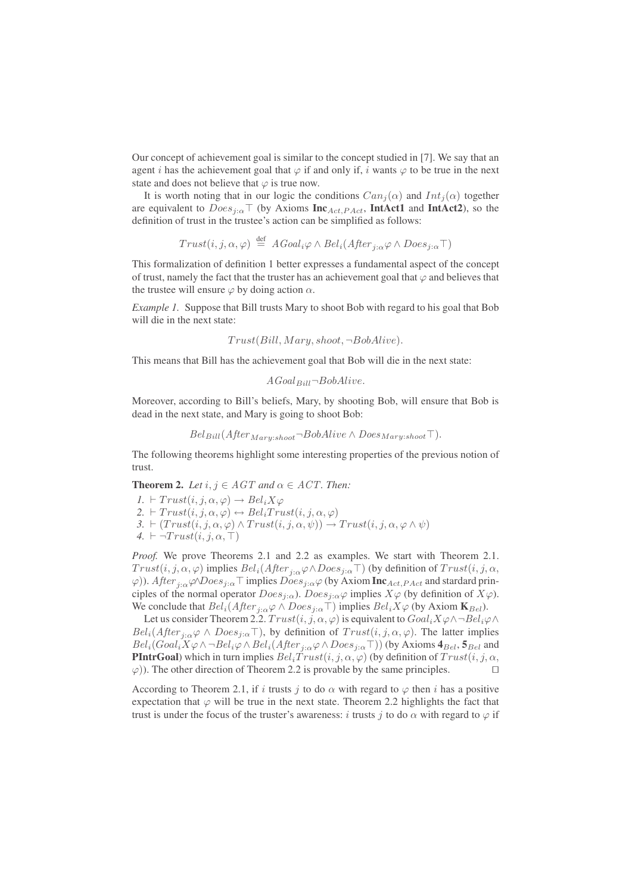Our concept of achievement goal is similar to the concept studied in [7]. We say that an agent $i$ has the achievement goal that $\varphi$ if and only if, $i$ wants $\varphi$ to be true in the next state and does not believe that $\varphi$ is true now.

It is worth noting that in our logic the conditions $Can_j(\alpha)$ and $Int_j(\alpha)$ together are equivalent to $Does_{j:\alpha}\top$ (by Axioms $\mathbf{Inc}_{Act,PAct}$, **IntAct1** and **IntAct2**), so the definition of trust in the trustee's action can be simplified as follows:

$$Trust(i, j, \alpha, \varphi) \stackrel{\text{def}}{=} AGoal_i\varphi \wedge Bel_i(After_{j:\alpha}\varphi \wedge Does_{j:\alpha}\top)$$

This formalization of definition 1 better expresses a fundamental aspect of the concept of trust, namely the fact that the truster has an achievement goal that $\varphi$ and believes that the trustee will ensure $\varphi$ by doing action $\alpha$.

*Example 1.* Suppose that Bill trusts Mary to shoot Bob with regard to his goal that Bob will die in the next state:

$$Trust(Bill, Mary, shoot, \neg BobAlive).$$

This means that Bill has the achievement goal that Bob will die in the next state:

$$AGoal_{Bill}\neg BobAlive.$$

Moreover, according to Bill's beliefs, Mary, by shooting Bob, will ensure that Bob is dead in the next state, and Mary is going to shoot Bob:

$$Bel_{Bill}(After_{Mary:shoot}\neg BobAlive \wedge Does_{Mary:shoot}\top).$$

The following theorems highlight some interesting properties of the previous notion of trust.

**Theorem 2.** *Let $i, j \in AGT$ and $\alpha \in ACT$. Then:*

1. $\vdash Trust(i, j, \alpha, \varphi) \rightarrow Bel_i X\varphi$
2. $\vdash Trust(i, j, \alpha, \varphi) \leftrightarrow Bel_i Trust(i, j, \alpha, \varphi)$
3. $\vdash (Trust(i, j, \alpha, \varphi) \wedge Trust(i, j, \alpha, \psi)) \rightarrow Trust(i, j, \alpha, \varphi \wedge \psi)$
4. $\vdash \neg Trust(i, j, \alpha, \top)$

*Proof.* We prove Theorems 2.1 and 2.2 as examples. We start with Theorem 2.1. $Trust(i, j, \alpha, \varphi)$ implies $Bel_i(After_{j:\alpha}\varphi \wedge Does_{j:\alpha}\top)$ (by definition of $Trust(i, j, \alpha, \varphi)$). $After_{j:\alpha}\varphi \wedge Does_{j:\alpha}\top$ implies $Does_{j:\alpha}\varphi$ (by Axiom $\mathbf{Inc}_{Act,PAct}$ and stardard principles of the normal operator $Does_{j:\alpha}$). $Does_{j:\alpha}\varphi$ implies $X\varphi$ (by definition of $X\varphi$). We conclude that $Bel_i(After_{j:\alpha}\varphi \wedge Does_{j:\alpha}\top)$ implies $Bel_i X\varphi$ (by Axiom $\mathbf{K}_{Bel}$).

Let us consider Theorem 2.2. $Trust(i, j, \alpha, \varphi)$ is equivalent to $Goal_i X\varphi \wedge \neg Bel_i\varphi \wedge Bel_i(After_{j:\alpha}\varphi \wedge Does_{j:\alpha}\top)$, by definition of $Trust(i, j, \alpha, \varphi)$. The latter implies $Bel_i(Goal_i X\varphi \wedge \neg Bel_i\varphi \wedge Bel_i(After_{j:\alpha}\varphi \wedge Does_{j:\alpha}\top))$ (by Axioms $\mathbf{4}_{Bel}$, $\mathbf{5}_{Bel}$ and **PIntrGoal**) which in turn implies $Bel_i Trust(i, j, \alpha, \varphi)$ (by definition of $Trust(i, j, \alpha, \varphi)$). The other direction of Theorem 2.2 is provable by the same principles. □

According to Theorem 2.1, if $i$ trusts $j$ to do $\alpha$ with regard to $\varphi$ then $i$ has a positive expectation that $\varphi$ will be true in the next state. Theorem 2.2 highlights the fact that trust is under the focus of the truster's awareness: $i$ trusts $j$ to do $\alpha$ with regard to $\varphi$ if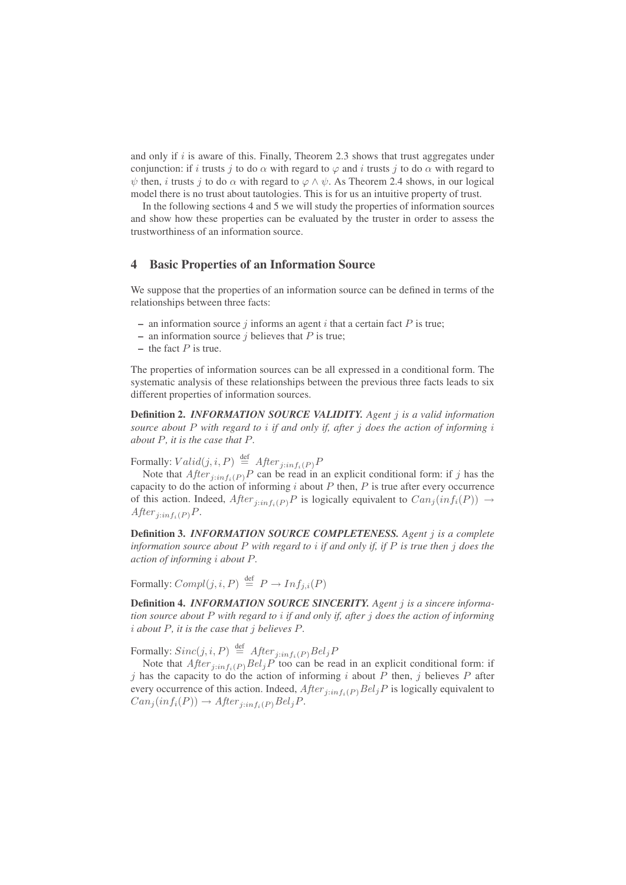and only if $i$ is aware of this. Finally, Theorem 2.3 shows that trust aggregates under conjunction: if $i$ trusts $j$ to do $\alpha$ with regard to $\varphi$ and $i$ trusts $j$ to do $\alpha$ with regard to $\psi$ then, $i$ trusts $j$ to do $\alpha$ with regard to $\varphi \wedge \psi$. As Theorem 2.4 shows, in our logical model there is no trust about tautologies. This is for us an intuitive property of trust.

In the following sections 4 and 5 we will study the properties of information sources and show how these properties can be evaluated by the truster in order to assess the trustworthiness of an information source.

## 4 Basic Properties of an Information Source

We suppose that the properties of an information source can be defined in terms of the relationships between three facts:

- an information source $j$ informs an agent $i$ that a certain fact $P$ is true;
- an information source $j$ believes that $P$ is true;
- the fact $P$ is true.

The properties of information sources can be all expressed in a conditional form. The systematic analysis of these relationships between the previous three facts leads to six different properties of information sources.

**Definition 2.** ***INFORMATION SOURCE VALIDITY.*** *Agent $j$ is a valid information source about $P$ with regard to $i$ if and only if, after $j$ does the action of informing $i$ about $P$, it is the case that $P$.*

Formally: $Valid(j, i, P) \stackrel{\text{def}}{=} After_{j:inf_i(P)}P$

Note that $After_{j:inf_i(P)}P$ can be read in an explicit conditional form: if $j$ has the capacity to do the action of informing $i$ about $P$ then, $P$ is true after every occurrence of this action. Indeed, $After_{j:inf_i(P)}P$ is logically equivalent to $Can_j(inf_i(P)) \rightarrow After_{j:inf_i(P)}P$.

**Definition 3.** ***INFORMATION SOURCE COMPLETENESS.*** *Agent $j$ is a complete information source about $P$ with regard to $i$ if and only if, if $P$ is true then $j$ does the action of informing $i$ about $P$.*

Formally: $Compl(j, i, P) \stackrel{\text{def}}{=} P \rightarrow Inf_{j,i}(P)$

**Definition 4.** ***INFORMATION SOURCE SINCERITY.*** *Agent $j$ is a sincere information source about $P$ with regard to $i$ if and only if, after $j$ does the action of informing $i$ about $P$, it is the case that $j$ believes $P$.*

Formally: $Sinc(j, i, P) \stackrel{\text{def}}{=} After_{j:inf_i(P)}Bel_jP$

Note that $After_{j:inf_i(P)}Bel_jP$ too can be read in an explicit conditional form: if $j$ has the capacity to do the action of informing $i$ about $P$ then, $j$ believes $P$ after every occurrence of this action. Indeed, $After_{j:inf_i(P)}Bel_jP$ is logically equivalent to $Can_j(inf_i(P)) \rightarrow After_{j:inf_i(P)}Bel_jP$.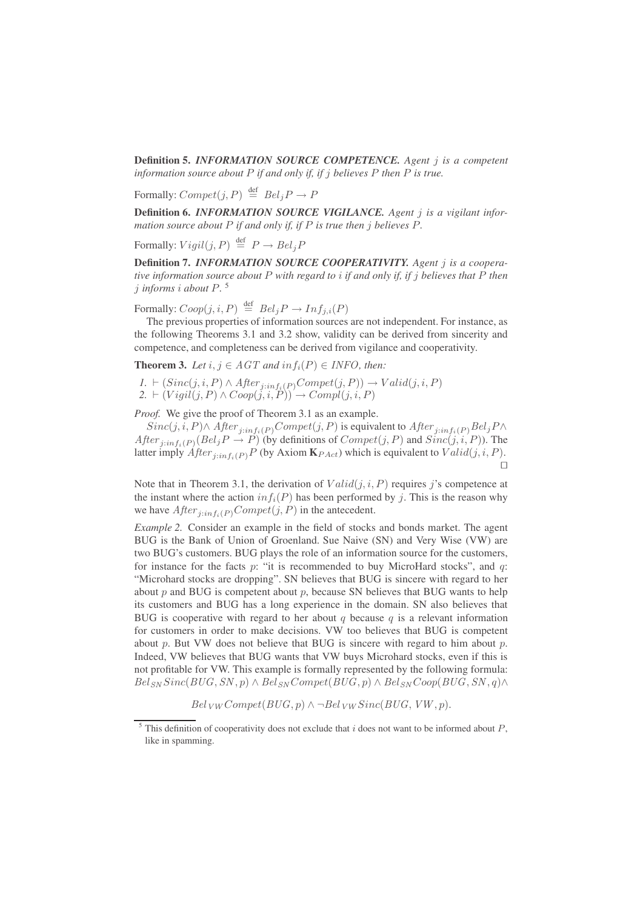**Definition 5.** ***INFORMATION SOURCE COMPETENCE.*** *Agent $j$ is a competent information source about $P$ if and only if, if $j$ believes $P$ then $P$ is true.*

Formally: $Compet(j, P) \stackrel{\text{def}}{=} Bel_j P \rightarrow P$

**Definition 6.** ***INFORMATION SOURCE VIGILANCE.*** *Agent $j$ is a vigilant information source about $P$ if and only if, if $P$ is true then $j$ believes $P$.*

Formally: $Vigil(j, P) \stackrel{\text{def}}{=} P \rightarrow Bel_j P$

**Definition 7.** ***INFORMATION SOURCE COOPERATIVITY.*** *Agent $j$ is a cooperative information source about $P$ with regard to $i$ if and only if, if $j$ believes that $P$ then $j$ informs $i$ about $P$.* [5]

Formally: $Coop(j, i, P) \stackrel{\text{def}}{=} Bel_j P \rightarrow Inf_{j,i}(P)$

The previous properties of information sources are not independent. For instance, as the following Theorems 3.1 and 3.2 show, validity can be derived from sincerity and competence, and completeness can be derived from vigilance and cooperativity.

**Theorem 3.** *Let $i, j \in AGT$ and $inf_i(P) \in INFO$, then:*

*1.* $\vdash (Sinc(j, i, P) \wedge After_{j:inf_i(P)} Compet(j, P)) \rightarrow Valid(j, i, P)$
*2.* $\vdash (Vigil(j, P) \wedge Coop(j, i, P)) \rightarrow Compl(j, i, P)$

*Proof.* We give the proof of Theorem 3.1 as an example.

$Sinc(j, i, P) \wedge After_{j:inf_i(P)} Compet(j, P)$ is equivalent to $After_{j:inf_i(P)} Bel_j P \wedge After_{j:inf_i(P)} (Bel_j P \rightarrow P)$ (by definitions of $Compet(j, P)$ and $Sinc(j, i, P)$). The latter imply $After_{j:inf_i(P)} P$ (by Axiom $\mathbf{K}_{PAct}$) which is equivalent to $Valid(j, i, P)$. □

Note that in Theorem 3.1, the derivation of $Valid(j, i, P)$ requires $j$'s competence at the instant where the action $inf_i(P)$ has been performed by $j$. This is the reason why we have $After_{j:inf_i(P)} Compet(j, P)$ in the antecedent.

*Example 2.* Consider an example in the field of stocks and bonds market. The agent BUG is the Bank of Union of Groenland. Sue Naive (SN) and Very Wise (VW) are two BUG's customers. BUG plays the role of an information source for the customers, for instance for the facts $p$: "it is recommended to buy MicroHard stocks", and $q$: "Microhard stocks are dropping". SN believes that BUG is sincere with regard to her about $p$ and BUG is competent about $p$, because SN believes that BUG wants to help its customers and BUG has a long experience in the domain. SN also believes that BUG is cooperative with regard to her about $q$ because $q$ is a relevant information for customers in order to make decisions. VW too believes that BUG is competent about $p$. But VW does not believe that BUG is sincere with regard to him about $p$. Indeed, VW believes that BUG wants that VW buys Microhard stocks, even if this is not profitable for VW. This example is formally represented by the following formula: $Bel_{SN} Sinc(BUG, SN, p) \wedge Bel_{SN} Compet(BUG, p) \wedge Bel_{SN} Coop(BUG, SN, q) \wedge$

$$Bel_{VW} Compet(BUG, p) \wedge \neg Bel_{VW} Sinc(BUG, VW, p).$$

[5] This definition of cooperativity does not exclude that $i$ does not want to be informed about $P$, like in spamming.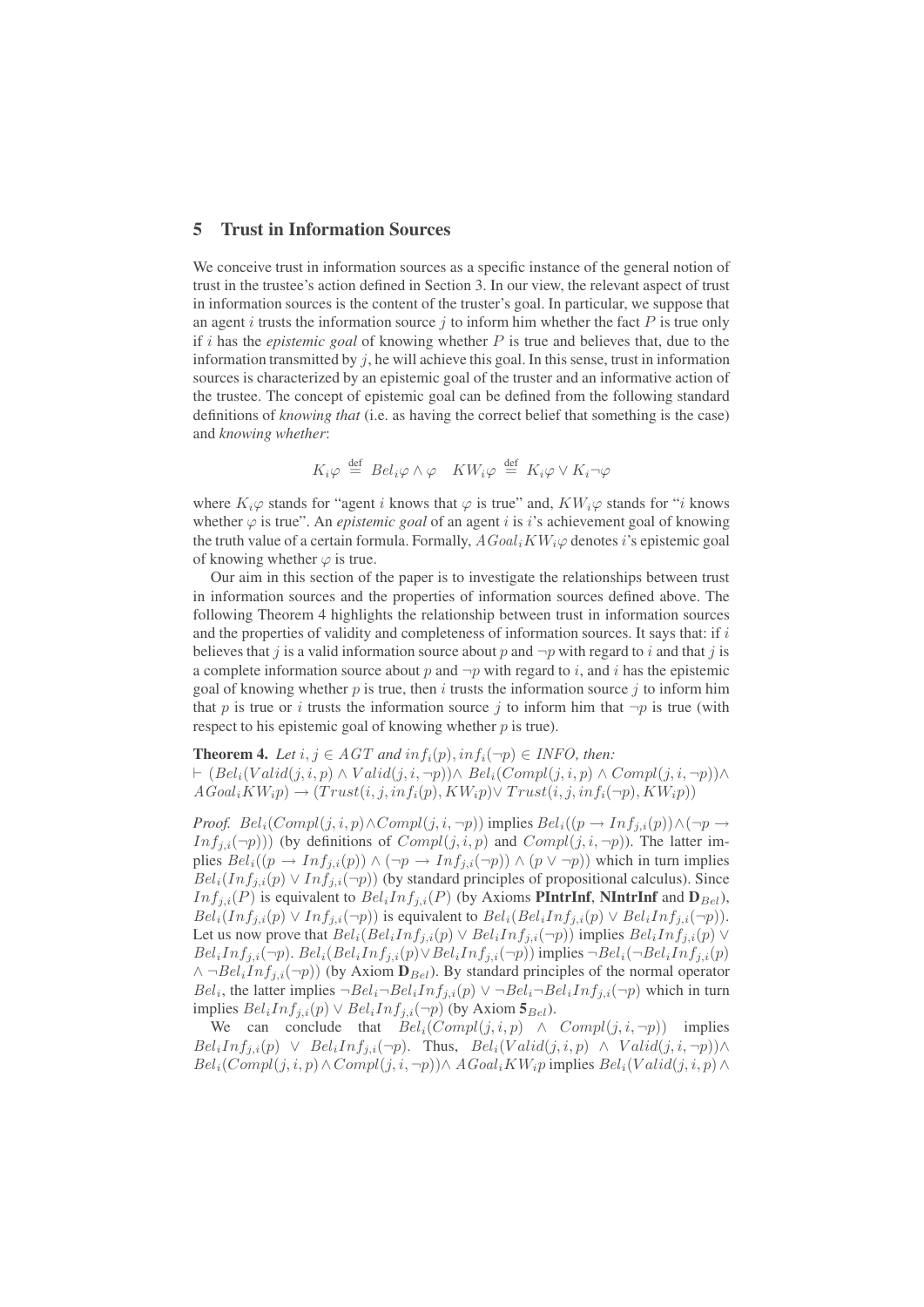## 5 Trust in Information Sources

We conceive trust in information sources as a specific instance of the general notion of trust in the trustee's action defined in Section 3. In our view, the relevant aspect of trust in information sources is the content of the truster's goal. In particular, we suppose that an agent $i$ trusts the information source $j$ to inform him whether the fact $P$ is true only if $i$ has the *epistemic goal* of knowing whether $P$ is true and believes that, due to the information transmitted by $j$, he will achieve this goal. In this sense, trust in information sources is characterized by an epistemic goal of the truster and an informative action of the trustee. The concept of epistemic goal can be defined from the following standard definitions of *knowing that* (i.e. as having the correct belief that something is the case) and *knowing whether*:

$$K_i\varphi \stackrel{\text{def}}{=} Bel_i\varphi \wedge \varphi \quad KW_i\varphi \stackrel{\text{def}}{=} K_i\varphi \vee K_i\neg\varphi$$

where $K_i\varphi$ stands for "agent $i$ knows that $\varphi$ is true" and, $KW_i\varphi$ stands for "$i$ knows whether $\varphi$ is true". An *epistemic goal* of an agent $i$ is $i$'s achievement goal of knowing the truth value of a certain formula. Formally, $AGoal_i KW_i\varphi$ denotes $i$'s epistemic goal of knowing whether $\varphi$ is true.

Our aim in this section of the paper is to investigate the relationships between trust in information sources and the properties of information sources defined above. The following Theorem 4 highlights the relationship between trust in information sources and the properties of validity and completeness of information sources. It says that: if $i$ believes that $j$ is a valid information source about $p$ and $\neg p$ with regard to $i$ and that $j$ is a complete information source about $p$ and $\neg p$ with regard to $i$, and $i$ has the epistemic goal of knowing whether $p$ is true, then $i$ trusts the information source $j$ to inform him that $p$ is true or $i$ trusts the information source $j$ to inform him that $\neg p$ is true (with respect to his epistemic goal of knowing whether $p$ is true).

**Theorem 4.** *Let $i, j \in AGT$ and $inf_i(p), inf_i(\neg p) \in$ INFO, then:*
$\vdash (Bel_i(Valid(j,i,p) \wedge Valid(j,i,\neg p)) \wedge Bel_i(Compl(j,i,p) \wedge Compl(j,i,\neg p)) \wedge AGoal_i KW_i p) \rightarrow (Trust(i,j,inf_i(p),KW_i p) \vee Trust(i,j,inf_i(\neg p),KW_i p))$

*Proof.* $Bel_i(Compl(j,i,p) \wedge Compl(j,i,\neg p))$ implies $Bel_i((p \rightarrow Inf_{j,i}(p)) \wedge (\neg p \rightarrow Inf_{j,i}(\neg p)))$ (by definitions of $Compl(j,i,p)$ and $Compl(j,i,\neg p)$). The latter implies $Bel_i((p \rightarrow Inf_{j,i}(p)) \wedge (\neg p \rightarrow Inf_{j,i}(\neg p)) \wedge (p \vee \neg p))$ which in turn implies $Bel_i(Inf_{j,i}(p) \vee Inf_{j,i}(\neg p))$ (by standard principles of propositional calculus). Since $Inf_{j,i}(P)$ is equivalent to $Bel_i Inf_{j,i}(P)$ (by Axioms **PIntrInf**, **NIntrInf** and $\mathbf{D}_{Bel}$), $Bel_i(Inf_{j,i}(p) \vee Inf_{j,i}(\neg p))$ is equivalent to $Bel_i(Bel_i Inf_{j,i}(p) \vee Bel_i Inf_{j,i}(\neg p))$. Let us now prove that $Bel_i(Bel_i Inf_{j,i}(p) \vee Bel_i Inf_{j,i}(\neg p))$ implies $Bel_i Inf_{j,i}(p) \vee Bel_i Inf_{j,i}(\neg p)$. $Bel_i(Bel_i Inf_{j,i}(p) \vee Bel_i Inf_{j,i}(\neg p))$ implies $\neg Bel_i(\neg Bel_i Inf_{j,i}(p) \wedge \neg Bel_i Inf_{j,i}(\neg p))$ (by Axiom $\mathbf{D}_{Bel}$). By standard principles of the normal operator $Bel_i$, the latter implies $\neg Bel_i \neg Bel_i Inf_{j,i}(p) \vee \neg Bel_i \neg Bel_i Inf_{j,i}(\neg p)$ which in turn implies $Bel_i Inf_{j,i}(p) \vee Bel_i Inf_{j,i}(\neg p)$ (by Axiom $\mathbf{5}_{Bel}$).

We can conclude that $Bel_i(Compl(j,i,p) \wedge Compl(j,i,\neg p))$ implies $Bel_i Inf_{j,i}(p) \vee Bel_i Inf_{j,i}(\neg p)$. Thus, $Bel_i(Valid(j,i,p) \wedge Valid(j,i,\neg p)) \wedge Bel_i(Compl(j,i,p) \wedge Compl(j,i,\neg p)) \wedge AGoal_i KW_i p$ implies $Bel_i(Valid(j,i,p) \wedge$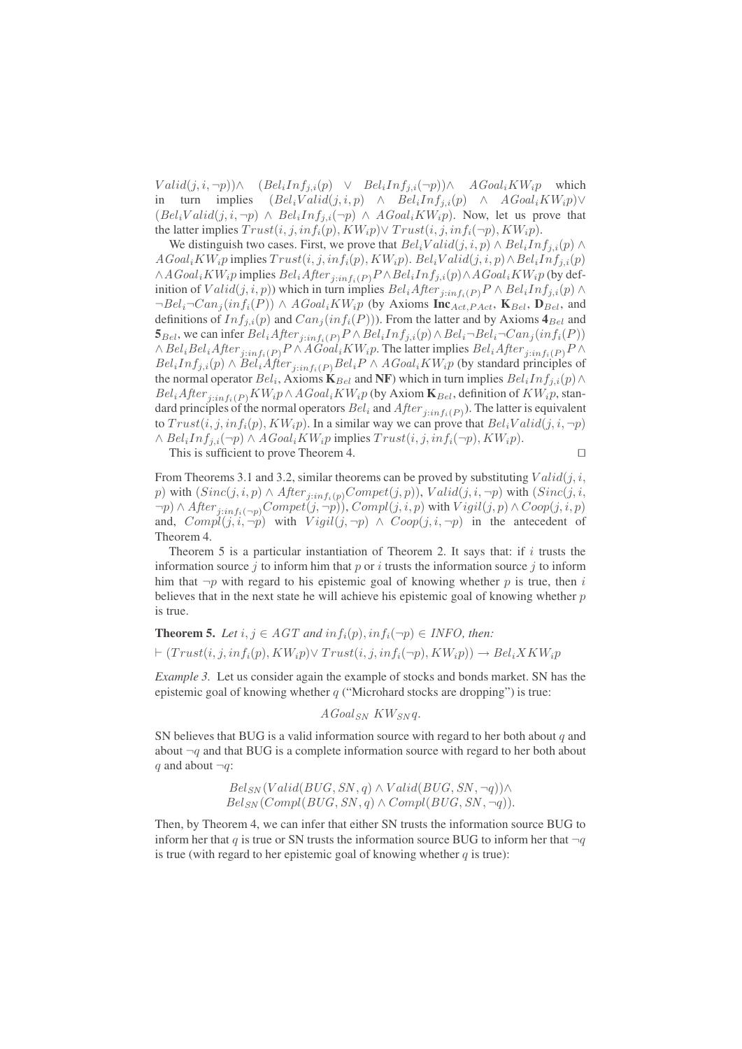$Valid(j, i, \neg p)) \wedge$ $(Bel_i Inf_{j,i}(p)$ $\vee$ $Bel_i Inf_{j,i}(\neg p)) \wedge$ $AGoal_i KW_i p$ which in turn implies $(Bel_i Valid(j, i, p)$ $\wedge$ $Bel_i Inf_{j,i}(p)$ $\wedge$ $AGoal_i KW_i p) \vee$ $(Bel_i Valid(j, i, \neg p) \wedge Bel_i Inf_{j,i}(\neg p) \wedge AGoal_i KW_i p)$. Now, let us prove that the latter implies $Trust(i, j, inf_i(p), KW_i p) \vee Trust(i, j, inf_i(\neg p), KW_i p)$.

We distinguish two cases. First, we prove that $Bel_i Valid(j, i, p) \wedge Bel_i Inf_{j,i}(p) \wedge AGoal_i KW_i p$ implies $Trust(i, j, inf_i(p), KW_i p)$. $Bel_i Valid(j, i, p) \wedge Bel_i Inf_{j,i}(p) \wedge AGoal_i KW_i p$ implies $Bel_i After_{j:inf_i(P)} P \wedge Bel_i Inf_{j,i}(p) \wedge AGoal_i KW_i p$ (by definition of $Valid(j, i, p)$) which in turn implies $Bel_i After_{j:inf_i(P)} P \wedge Bel_i Inf_{j,i}(p) \wedge \neg Bel_i \neg Can_j(inf_i(P)) \wedge AGoal_i KW_i p$ (by Axioms $\mathbf{Inc}_{Act,PAct}$, $\mathbf{K}_{Bel}$, $\mathbf{D}_{Bel}$, and definitions of $Inf_{j,i}(p)$ and $Can_j(inf_i(P))$). From the latter and by Axioms $\mathbf{4}_{Bel}$ and $\mathbf{5}_{Bel}$, we can infer $Bel_i After_{j:inf_i(P)} P \wedge Bel_i Inf_{j,i}(p) \wedge Bel_i \neg Bel_i \neg Can_j(inf_i(P)) \wedge Bel_i Bel_i After_{j:inf_i(P)} P \wedge AGoal_i KW_i p$. The latter implies $Bel_i After_{j:inf_i(P)} P \wedge Bel_i Inf_{j,i}(p) \wedge Bel_i After_{j:inf_i(P)} Bel_i P \wedge AGoal_i KW_i p$ (by standard principles of the normal operator $Bel_i$, Axioms $\mathbf{K}_{Bel}$ and $\mathbf{NF}$) which in turn implies $Bel_i Inf_{j,i}(p) \wedge Bel_i After_{j:inf_i(P)} KW_i p \wedge AGoal_i KW_i p$ (by Axiom $\mathbf{K}_{Bel}$, definition of $KW_i p$, standard principles of the normal operators $Bel_i$ and $After_{j:inf_i(P)}$). The latter is equivalent to $Trust(i, j, inf_i(p), KW_i p)$. In a similar way we can prove that $Bel_i Valid(j, i, \neg p) \wedge Bel_i Inf_{j,i}(\neg p) \wedge AGoal_i KW_i p$ implies $Trust(i, j, inf_i(\neg p), KW_i p)$.

This is sufficient to prove Theorem 4. □

From Theorems 3.1 and 3.2, similar theorems can be proved by substituting $Valid(j, i, p)$ with $(Sinc(j, i, p) \wedge After_{j:inf_i(p)} Compet(j, p))$, $Valid(j, i, \neg p)$ with $(Sinc(j, i, \neg p) \wedge After_{j:inf_i(\neg p)} Compet(j, \neg p))$, $Compl(j, i, p)$ with $Vigil(j, p) \wedge Coop(j, i, p)$ and, $Compl(j, i, \neg p)$ with $Vigil(j, \neg p) \wedge Coop(j, i, \neg p)$ in the antecedent of Theorem 4.

Theorem 5 is a particular instantiation of Theorem 2. It says that: if $i$ trusts the information source $j$ to inform him that $p$ or $i$ trusts the information source $j$ to inform him that $\neg p$ with regard to his epistemic goal of knowing whether $p$ is true, then $i$ believes that in the next state he will achieve his epistemic goal of knowing whether $p$ is true.

**Theorem 5.** *Let $i, j \in AGT$ and $inf_i(p), inf_i(\neg p) \in$ INFO, then:*

$\vdash (Trust(i, j, inf_i(p), KW_i p) \vee Trust(i, j, inf_i(\neg p), KW_i p)) \rightarrow Bel_i X KW_i p$

*Example 3.* Let us consider again the example of stocks and bonds market. SN has the epistemic goal of knowing whether $q$ ("Microhard stocks are dropping") is true:

$$AGoal_{SN}\ KW_{SN} q.$$

SN believes that BUG is a valid information source with regard to her both about $q$ and about $\neg q$ and that BUG is a complete information source with regard to her both about $q$ and about $\neg q$:

$$Bel_{SN}(Valid(BUG, SN, q) \wedge Valid(BUG, SN, \neg q)) \wedge$$
$$Bel_{SN}(Compl(BUG, SN, q) \wedge Compl(BUG, SN, \neg q)).$$

Then, by Theorem 4, we can infer that either SN trusts the information source BUG to inform her that $q$ is true or SN trusts the information source BUG to inform her that $\neg q$ is true (with regard to her epistemic goal of knowing whether $q$ is true):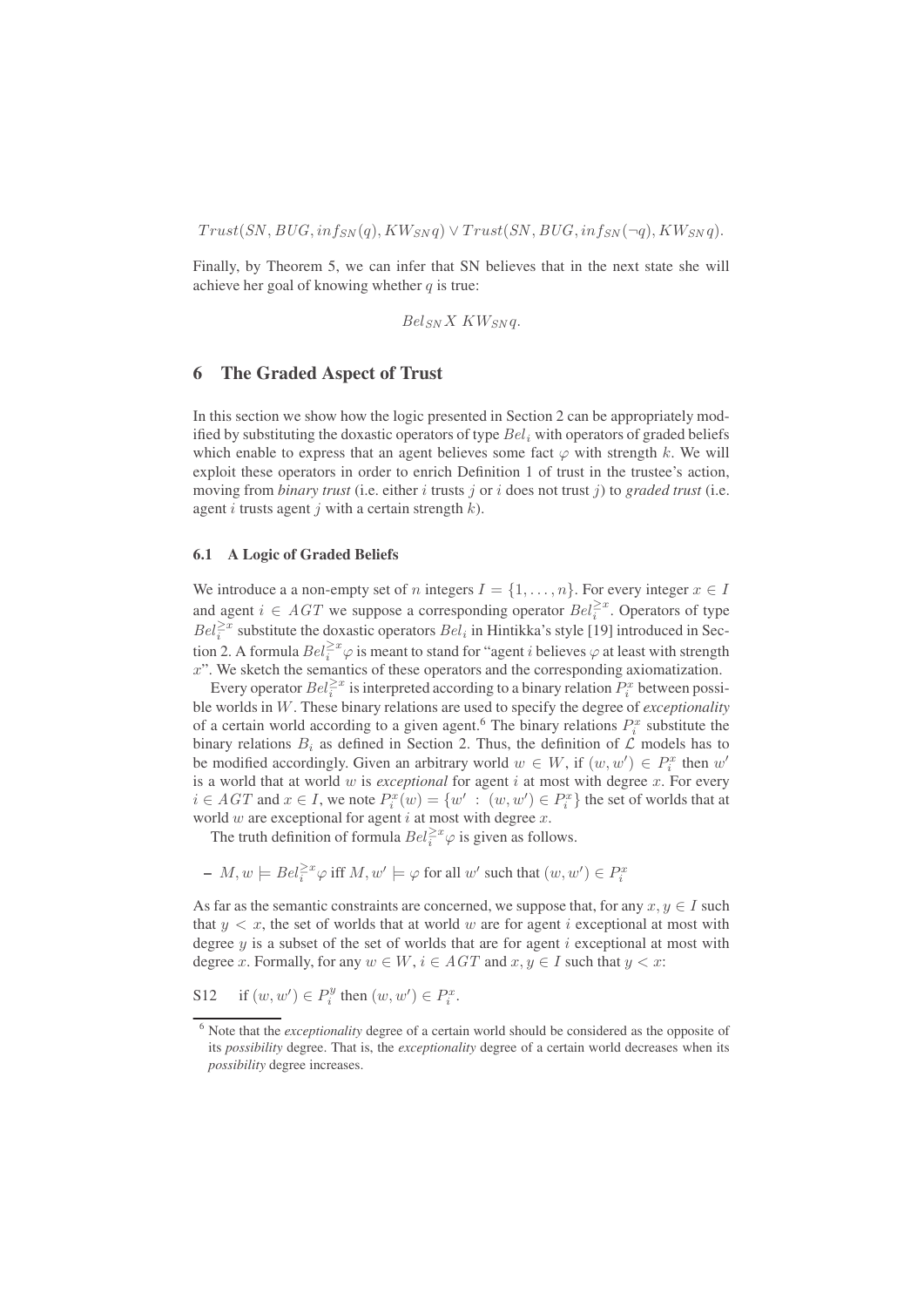$$Trust(SN, BUG, inf_{SN}(q), KW_{SN}q) \vee Trust(SN, BUG, inf_{SN}(\neg q), KW_{SN}q).$$

Finally, by Theorem 5, we can infer that SN believes that in the next state she will achieve her goal of knowing whether $q$ is true:

$$Bel_{SN} X\ KW_{SN}q.$$

## 6 The Graded Aspect of Trust

In this section we show how the logic presented in Section 2 can be appropriately modified by substituting the doxastic operators of type $Bel_i$ with operators of graded beliefs which enable to express that an agent believes some fact $\varphi$ with strength $k$. We will exploit these operators in order to enrich Definition 1 of trust in the trustee's action, moving from *binary trust* (i.e. either $i$ trusts $j$ or $i$ does not trust $j$) to *graded trust* (i.e. agent $i$ trusts agent $j$ with a certain strength $k$).

### 6.1 A Logic of Graded Beliefs

We introduce a a non-empty set of $n$ integers $I = \{1, \ldots, n\}$. For every integer $x \in I$ and agent $i \in AGT$ we suppose a corresponding operator $Bel_i^{\geq x}$. Operators of type $Bel_i^{\geq x}$ substitute the doxastic operators $Bel_i$ in Hintikka's style [19] introduced in Section 2. A formula $Bel_i^{\geq x}\varphi$ is meant to stand for "agent $i$ believes $\varphi$ at least with strength $x$". We sketch the semantics of these operators and the corresponding axiomatization.

Every operator $Bel_i^{\geq x}$ is interpreted according to a binary relation $P_i^x$ between possible worlds in $W$. These binary relations are used to specify the degree of *exceptionality* of a certain world according to a given agent.[6] The binary relations $P_i^x$ substitute the binary relations $B_i$ as defined in Section 2. Thus, the definition of $\mathcal{L}$ models has to be modified accordingly. Given an arbitrary world $w \in W$, if $(w, w') \in P_i^x$ then $w'$ is a world that at world $w$ is *exceptional* for agent $i$ at most with degree $x$. For every $i \in AGT$ and $x \in I$, we note $P_i^x(w) = \{w' : (w, w') \in P_i^x\}$ the set of worlds that at world $w$ are exceptional for agent $i$ at most with degree $x$.

The truth definition of formula $Bel_i^{\geq x}\varphi$ is given as follows.

- $M, w \models Bel_i^{\geq x}\varphi$ iff $M, w' \models \varphi$ for all $w'$ such that $(w, w') \in P_i^x$

As far as the semantic constraints are concerned, we suppose that, for any $x, y \in I$ such that $y < x$, the set of worlds that at world $w$ are for agent $i$ exceptional at most with degree $y$ is a subset of the set of worlds that are for agent $i$ exceptional at most with degree $x$. Formally, for any $w \in W$, $i \in AGT$ and $x, y \in I$ such that $y < x$:

S12 if $(w, w') \in P_i^y$ then $(w, w') \in P_i^x$.

[6] Note that the *exceptionality* degree of a certain world should be considered as the opposite of its *possibility* degree. That is, the *exceptionality* degree of a certain world decreases when its *possibility* degree increases.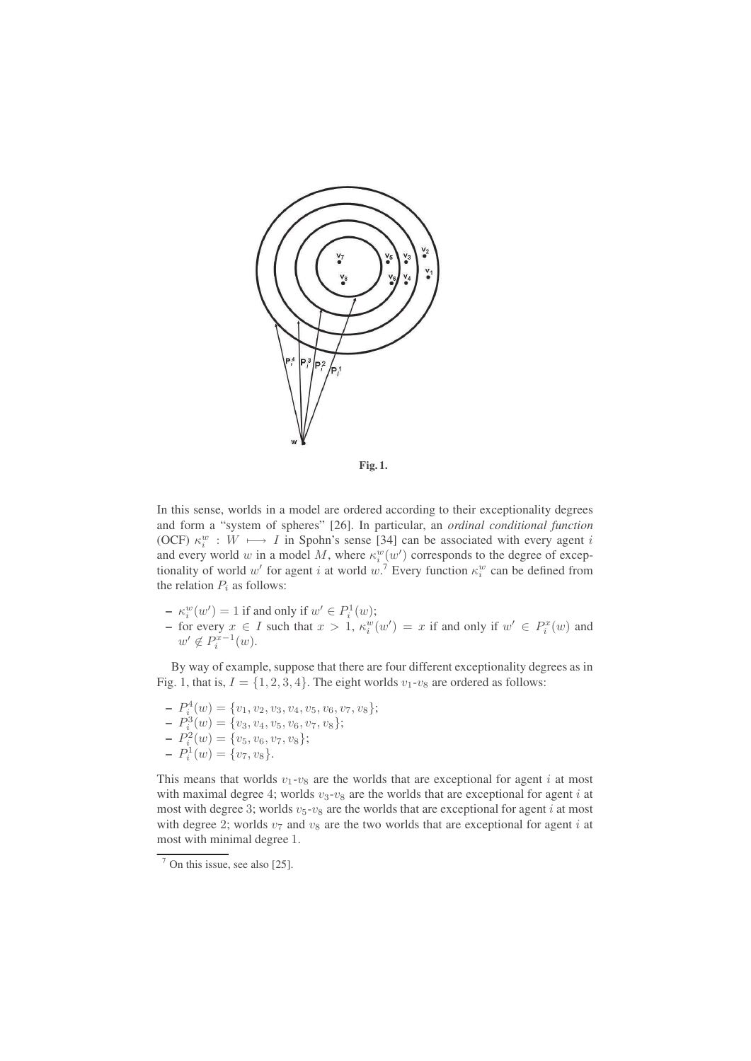**Fig. 1.**

In this sense, worlds in a model are ordered according to their exceptionality degrees and form a "system of spheres" [26]. In particular, an *ordinal conditional function* (OCF) $\kappa_i^w : W \longmapsto I$ in Spohn's sense [34] can be associated with every agent $i$ and every world $w$ in a model $M$, where $\kappa_i^w(w')$ corresponds to the degree of exceptionality of world $w'$ for agent $i$ at world $w$.[7] Every function $\kappa_i^w$ can be defined from the relation $P_i$ as follows:

- $\kappa_i^w(w') = 1$ if and only if $w' \in P_i^1(w)$;
- for every $x \in I$ such that $x > 1$, $\kappa_i^w(w') = x$ if and only if $w' \in P_i^x(w)$ and $w' \notin P_i^{x-1}(w)$.

By way of example, suppose that there are four different exceptionality degrees as in Fig. 1, that is, $I = \{1, 2, 3, 4\}$. The eight worlds $v_1$-$v_8$ are ordered as follows:

- $P_i^4(w) = \{v_1, v_2, v_3, v_4, v_5, v_6, v_7, v_8\}$;
- $P_i^3(w) = \{v_3, v_4, v_5, v_6, v_7, v_8\}$;
- $P_i^2(w) = \{v_5, v_6, v_7, v_8\}$;
- $P_i^1(w) = \{v_7, v_8\}$.

This means that worlds $v_1$-$v_8$ are the worlds that are exceptional for agent $i$ at most with maximal degree 4; worlds $v_3$-$v_8$ are the worlds that are exceptional for agent $i$ at most with degree 3; worlds $v_5$-$v_8$ are the worlds that are exceptional for agent $i$ at most with degree 2; worlds $v_7$ and $v_8$ are the two worlds that are exceptional for agent $i$ at most with minimal degree 1.

[7] On this issue, see also [25].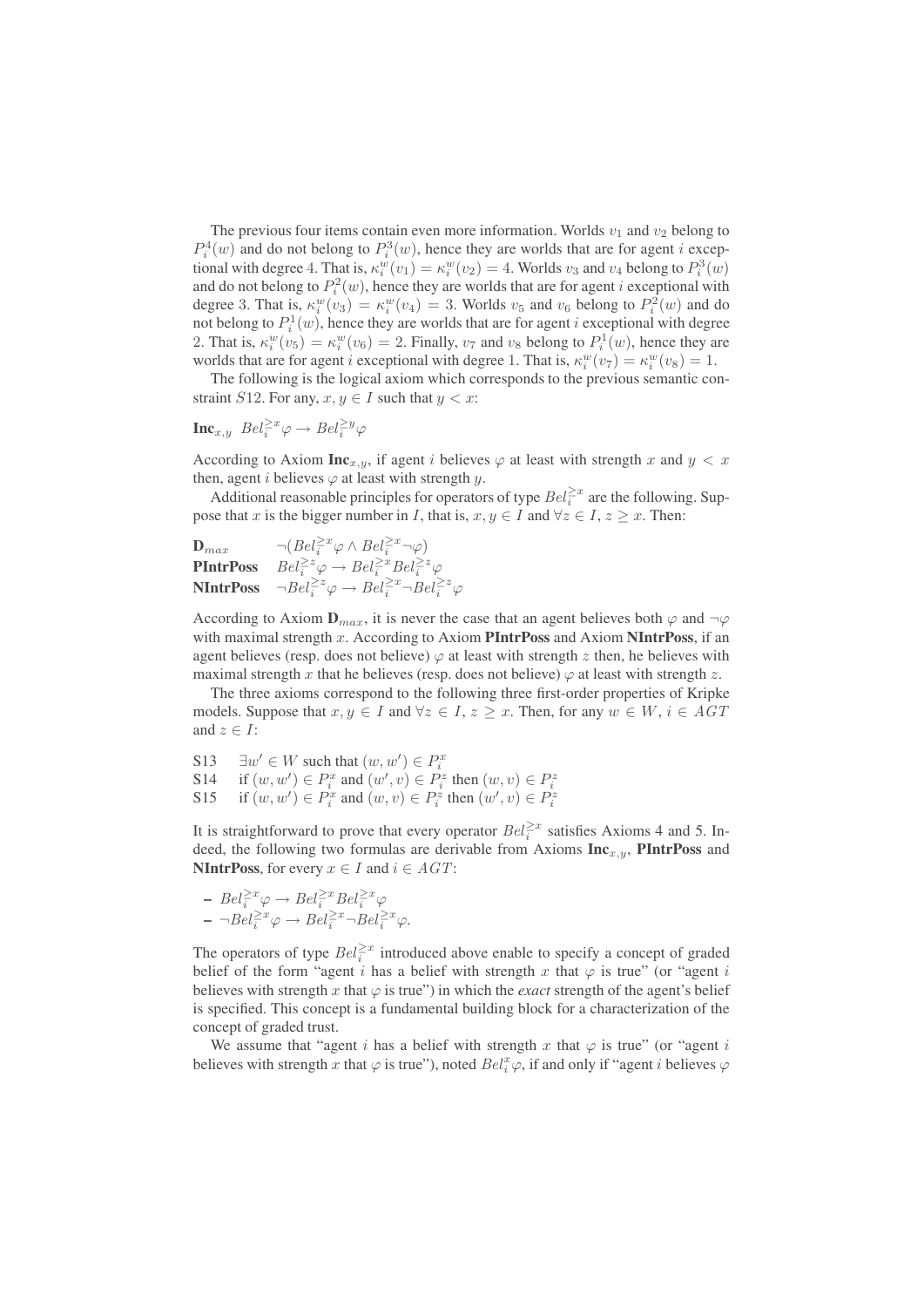The previous four items contain even more information. Worlds $v_1$ and $v_2$ belong to $P_i^4(w)$ and do not belong to $P_i^3(w)$, hence they are worlds that are for agent $i$ exceptional with degree 4. That is, $\kappa_i^w(v_1) = \kappa_i^w(v_2) = 4$. Worlds $v_3$ and $v_4$ belong to $P_i^3(w)$ and do not belong to $P_i^2(w)$, hence they are worlds that are for agent $i$ exceptional with degree 3. That is, $\kappa_i^w(v_3) = \kappa_i^w(v_4) = 3$. Worlds $v_5$ and $v_6$ belong to $P_i^2(w)$ and do not belong to $P_i^1(w)$, hence they are worlds that are for agent $i$ exceptional with degree 2. That is, $\kappa_i^w(v_5) = \kappa_i^w(v_6) = 2$. Finally, $v_7$ and $v_8$ belong to $P_i^1(w)$, hence they are worlds that are for agent $i$ exceptional with degree 1. That is, $\kappa_i^w(v_7) = \kappa_i^w(v_8) = 1$.

The following is the logical axiom which corresponds to the previous semantic constraint $S12$. For any, $x, y \in I$ such that $y < x$:

**Inc**$_{x,y}$ $\quad Bel_i^{\geq x}\varphi \rightarrow Bel_i^{\geq y}\varphi$

According to Axiom **Inc**$_{x,y}$, if agent $i$ believes $\varphi$ at least with strength $x$ and $y < x$ then, agent $i$ believes $\varphi$ at least with strength $y$.

Additional reasonable principles for operators of type $Bel_i^{\geq x}$ are the following. Suppose that $x$ is the bigger number in $I$, that is, $x, y \in I$ and $\forall z \in I$, $z \geq x$. Then:

**D**$_{max}$ $\quad \neg(Bel_i^{\geq x}\varphi \wedge Bel_i^{\geq x}\neg\varphi)$

**PIntrPoss** $\quad Bel_i^{\geq z}\varphi \rightarrow Bel_i^{\geq x}Bel_i^{\geq z}\varphi$

**NIntrPoss** $\quad \neg Bel_i^{\geq z}\varphi \rightarrow Bel_i^{\geq x}\neg Bel_i^{\geq z}\varphi$

According to Axiom **D**$_{max}$, it is never the case that an agent believes both $\varphi$ and $\neg\varphi$ with maximal strength $x$. According to Axiom **PIntrPoss** and Axiom **NIntrPoss**, if an agent believes (resp. does not believe) $\varphi$ at least with strength $z$ then, he believes with maximal strength $x$ that he believes (resp. does not believe) $\varphi$ at least with strength $z$.

The three axioms correspond to the following three first-order properties of Kripke models. Suppose that $x, y \in I$ and $\forall z \in I$, $z \geq x$. Then, for any $w \in W$, $i \in AGT$ and $z \in I$:

S13 $\quad \exists w' \in W$ such that $(w, w') \in P_i^x$

S14 $\quad$ if $(w, w') \in P_i^x$ and $(w', v) \in P_i^z$ then $(w, v) \in P_i^z$

S15 $\quad$ if $(w, w') \in P_i^x$ and $(w, v) \in P_i^z$ then $(w', v) \in P_i^z$

It is straightforward to prove that every operator $Bel_i^{\geq x}$ satisfies Axioms 4 and 5. Indeed, the following two formulas are derivable from Axioms **Inc**$_{x,y}$, **PIntrPoss** and **NIntrPoss**, for every $x \in I$ and $i \in AGT$:

- $Bel_i^{\geq x}\varphi \rightarrow Bel_i^{\geq x}Bel_i^{\geq x}\varphi$
- $\neg Bel_i^{\geq x}\varphi \rightarrow Bel_i^{\geq x}\neg Bel_i^{\geq x}\varphi$.

The operators of type $Bel_i^{\geq x}$ introduced above enable to specify a concept of graded belief of the form "agent $i$ has a belief with strength $x$ that $\varphi$ is true" (or "agent $i$ believes with strength $x$ that $\varphi$ is true") in which the *exact* strength of the agent's belief is specified. This concept is a fundamental building block for a characterization of the concept of graded trust.

We assume that "agent $i$ has a belief with strength $x$ that $\varphi$ is true" (or "agent $i$ believes with strength $x$ that $\varphi$ is true"), noted $Bel_i^x\varphi$, if and only if "agent $i$ believes $\varphi$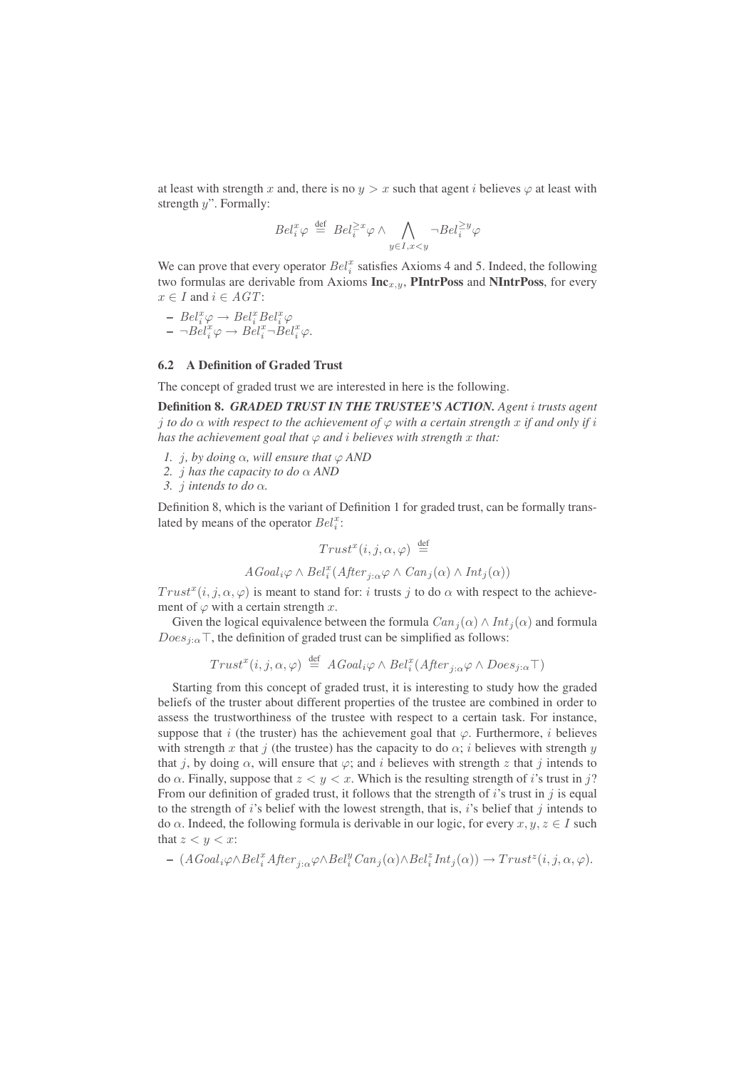at least with strength $x$ and, there is no $y > x$ such that agent $i$ believes $\varphi$ at least with strength $y$". Formally:

$$Bel_i^x \varphi \stackrel{\text{def}}{=} Bel_i^{\geq x} \varphi \wedge \bigwedge_{y \in I, x < y} \neg Bel_i^{\geq y} \varphi$$

We can prove that every operator $Bel_i^x$ satisfies Axioms 4 and 5. Indeed, the following two formulas are derivable from Axioms **Inc**$_{x,y}$, **PIntrPoss** and **NIntrPoss**, for every $x \in I$ and $i \in AGT$:

- $Bel_i^x \varphi \rightarrow Bel_i^x Bel_i^x \varphi$
- $\neg Bel_i^x \varphi \rightarrow Bel_i^x \neg Bel_i^x \varphi$.

### 6.2 A Definition of Graded Trust

The concept of graded trust we are interested in here is the following.

**Definition 8.** ***GRADED TRUST IN THE TRUSTEE'S ACTION.*** *Agent $i$ trusts agent $j$ to do $\alpha$ with respect to the achievement of $\varphi$ with a certain strength $x$ if and only if $i$ has the achievement goal that $\varphi$ and $i$ believes with strength $x$ that:*

1. *$j$, by doing $\alpha$, will ensure that $\varphi$ AND*
2. *$j$ has the capacity to do $\alpha$ AND*
3. *$j$ intends to do $\alpha$.*

Definition 8, which is the variant of Definition 1 for graded trust, can be formally translated by means of the operator $Bel_i^x$:

$$Trust^x(i, j, \alpha, \varphi) \stackrel{\text{def}}{=}$$

$$AGoal_i \varphi \wedge Bel_i^x(After_{j:\alpha} \varphi \wedge Can_j(\alpha) \wedge Int_j(\alpha))$$

$Trust^x(i, j, \alpha, \varphi)$ is meant to stand for: $i$ trusts $j$ to do $\alpha$ with respect to the achievement of $\varphi$ with a certain strength $x$.

Given the logical equivalence between the formula $Can_j(\alpha) \wedge Int_j(\alpha)$ and formula $Does_{j:\alpha} \top$, the definition of graded trust can be simplified as follows:

$$Trust^x(i, j, \alpha, \varphi) \stackrel{\text{def}}{=} AGoal_i \varphi \wedge Bel_i^x(After_{j:\alpha} \varphi \wedge Does_{j:\alpha} \top)$$

Starting from this concept of graded trust, it is interesting to study how the graded beliefs of the truster about different properties of the trustee are combined in order to assess the trustworthiness of the trustee with respect to a certain task. For instance, suppose that $i$ (the truster) has the achievement goal that $\varphi$. Furthermore, $i$ believes with strength $x$ that $j$ (the trustee) has the capacity to do $\alpha$; $i$ believes with strength $y$ that $j$, by doing $\alpha$, will ensure that $\varphi$; and $i$ believes with strength $z$ that $j$ intends to do $\alpha$. Finally, suppose that $z < y < x$. Which is the resulting strength of $i$'s trust in $j$? From our definition of graded trust, it follows that the strength of $i$'s trust in $j$ is equal to the strength of $i$'s belief with the lowest strength, that is, $i$'s belief that $j$ intends to do $\alpha$. Indeed, the following formula is derivable in our logic, for every $x, y, z \in I$ such that $z < y < x$:

- $(AGoal_i \varphi \wedge Bel_i^x After_{j:\alpha} \varphi \wedge Bel_i^y Can_j(\alpha) \wedge Bel_i^z Int_j(\alpha)) \rightarrow Trust^z(i, j, \alpha, \varphi)$.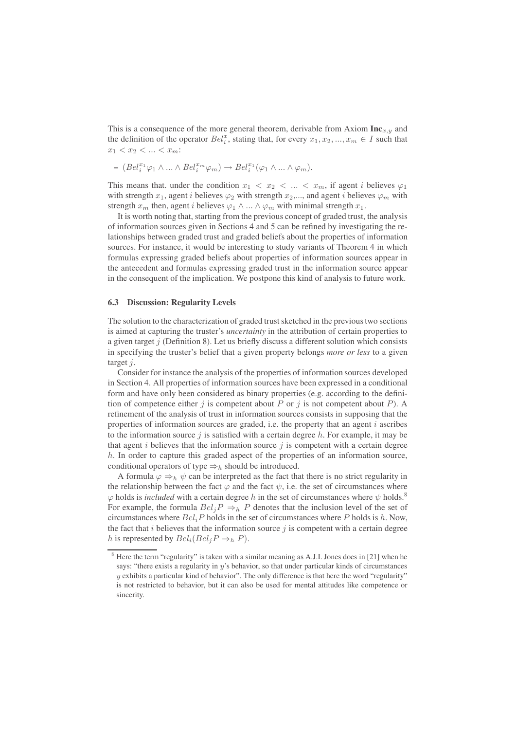This is a consequence of the more general theorem, derivable from Axiom $\mathbf{Inc}_{x,y}$ and the definition of the operator $Bel_i^x$, stating that, for every $x_1, x_2, ..., x_m \in I$ such that $x_1 < x_2 < ... < x_m$:

– $(Bel_i^{x_1}\varphi_1 \wedge ... \wedge Bel_i^{x_m}\varphi_m) \rightarrow Bel_i^{x_1}(\varphi_1 \wedge ... \wedge \varphi_m)$.

This means that. under the condition $x_1 < x_2 < ... < x_m$, if agent $i$ believes $\varphi_1$ with strength $x_1$, agent $i$ believes $\varphi_2$ with strength $x_2$,..., and agent $i$ believes $\varphi_m$ with strength $x_m$ then, agent $i$ believes $\varphi_1 \wedge ... \wedge \varphi_m$ with minimal strength $x_1$.

It is worth noting that, starting from the previous concept of graded trust, the analysis of information sources given in Sections 4 and 5 can be refined by investigating the relationships between graded trust and graded beliefs about the properties of information sources. For instance, it would be interesting to study variants of Theorem 4 in which formulas expressing graded beliefs about properties of information sources appear in the antecedent and formulas expressing graded trust in the information source appear in the consequent of the implication. We postpone this kind of analysis to future work.

### 6.3 Discussion: Regularity Levels

The solution to the characterization of graded trust sketched in the previous two sections is aimed at capturing the truster's *uncertainty* in the attribution of certain properties to a given target $j$ (Definition 8). Let us briefly discuss a different solution which consists in specifying the truster's belief that a given property belongs *more or less* to a given target $j$.

Consider for instance the analysis of the properties of information sources developed in Section 4. All properties of information sources have been expressed in a conditional form and have only been considered as binary properties (e.g. according to the definition of competence either $j$ is competent about $P$ or $j$ is not competent about $P$). A refinement of the analysis of trust in information sources consists in supposing that the properties of information sources are graded, i.e. the property that an agent $i$ ascribes to the information source $j$ is satisfied with a certain degree $h$. For example, it may be that agent $i$ believes that the information source $j$ is competent with a certain degree $h$. In order to capture this graded aspect of the properties of an information source, conditional operators of type $\Rightarrow_h$ should be introduced.

A formula $\varphi \Rightarrow_h \psi$ can be interpreted as the fact that there is no strict regularity in the relationship between the fact $\varphi$ and the fact $\psi$, i.e. the set of circumstances where $\varphi$ holds is *included* with a certain degree $h$ in the set of circumstances where $\psi$ holds.[8] For example, the formula $Bel_j P \Rightarrow_h P$ denotes that the inclusion level of the set of circumstances where $Bel_i P$ holds in the set of circumstances where $P$ holds is $h$. Now, the fact that $i$ believes that the information source $j$ is competent with a certain degree $h$ is represented by $Bel_i(Bel_j P \Rightarrow_h P)$.

[8] Here the term "regularity" is taken with a similar meaning as A.J.I. Jones does in [21] when he says: "there exists a regularity in $y$'s behavior, so that under particular kinds of circumstances $y$ exhibits a particular kind of behavior". The only difference is that here the word "regularity" is not restricted to behavior, but it can also be used for mental attitudes like competence or sincerity.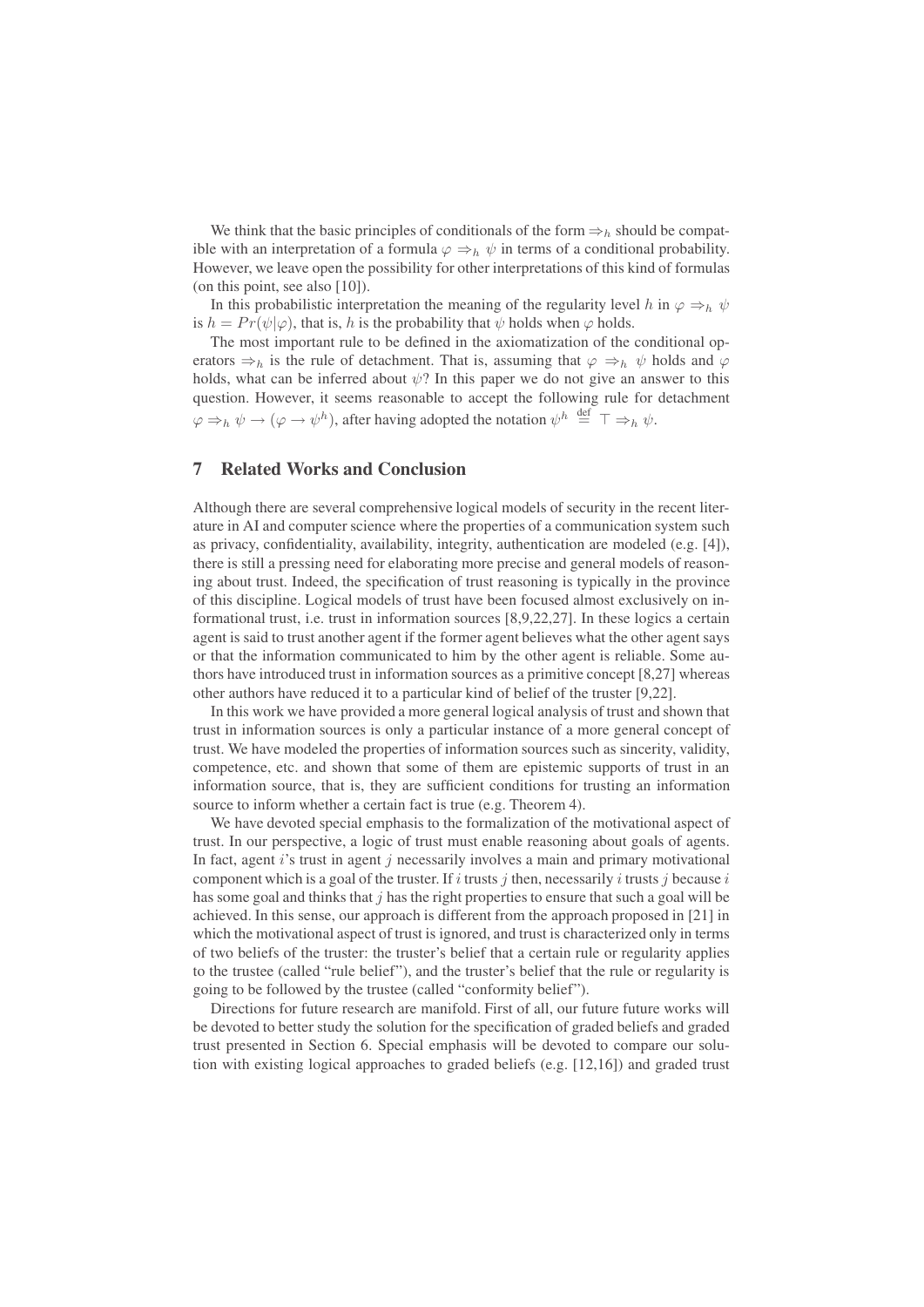We think that the basic principles of conditionals of the form $\Rightarrow_h$ should be compatible with an interpretation of a formula $\varphi \Rightarrow_h \psi$ in terms of a conditional probability. However, we leave open the possibility for other interpretations of this kind of formulas (on this point, see also [10]).

In this probabilistic interpretation the meaning of the regularity level $h$ in $\varphi \Rightarrow_h \psi$ is $h = Pr(\psi|\varphi)$, that is, $h$ is the probability that $\psi$ holds when $\varphi$ holds.

The most important rule to be defined in the axiomatization of the conditional operators $\Rightarrow_h$ is the rule of detachment. That is, assuming that $\varphi \Rightarrow_h \psi$ holds and $\varphi$ holds, what can be inferred about $\psi$? In this paper we do not give an answer to this question. However, it seems reasonable to accept the following rule for detachment $\varphi \Rightarrow_h \psi \rightarrow (\varphi \rightarrow \psi^h)$, after having adopted the notation $\psi^h \stackrel{\text{def}}{=} \top \Rightarrow_h \psi$.

## 7 Related Works and Conclusion

Although there are several comprehensive logical models of security in the recent literature in AI and computer science where the properties of a communication system such as privacy, confidentiality, availability, integrity, authentication are modeled (e.g. [4]), there is still a pressing need for elaborating more precise and general models of reasoning about trust. Indeed, the specification of trust reasoning is typically in the province of this discipline. Logical models of trust have been focused almost exclusively on informational trust, i.e. trust in information sources [8,9,22,27]. In these logics a certain agent is said to trust another agent if the former agent believes what the other agent says or that the information communicated to him by the other agent is reliable. Some authors have introduced trust in information sources as a primitive concept [8,27] whereas other authors have reduced it to a particular kind of belief of the truster [9,22].

In this work we have provided a more general logical analysis of trust and shown that trust in information sources is only a particular instance of a more general concept of trust. We have modeled the properties of information sources such as sincerity, validity, competence, etc. and shown that some of them are epistemic supports of trust in an information source, that is, they are sufficient conditions for trusting an information source to inform whether a certain fact is true (e.g. Theorem 4).

We have devoted special emphasis to the formalization of the motivational aspect of trust. In our perspective, a logic of trust must enable reasoning about goals of agents. In fact, agent $i$'s trust in agent $j$ necessarily involves a main and primary motivational component which is a goal of the truster. If $i$ trusts $j$ then, necessarily $i$ trusts $j$ because $i$ has some goal and thinks that $j$ has the right properties to ensure that such a goal will be achieved. In this sense, our approach is different from the approach proposed in [21] in which the motivational aspect of trust is ignored, and trust is characterized only in terms of two beliefs of the truster: the truster's belief that a certain rule or regularity applies to the trustee (called "rule belief"), and the truster's belief that the rule or regularity is going to be followed by the trustee (called "conformity belief").

Directions for future research are manifold. First of all, our future future works will be devoted to better study the solution for the specification of graded beliefs and graded trust presented in Section 6. Special emphasis will be devoted to compare our solution with existing logical approaches to graded beliefs (e.g. [12,16]) and graded trust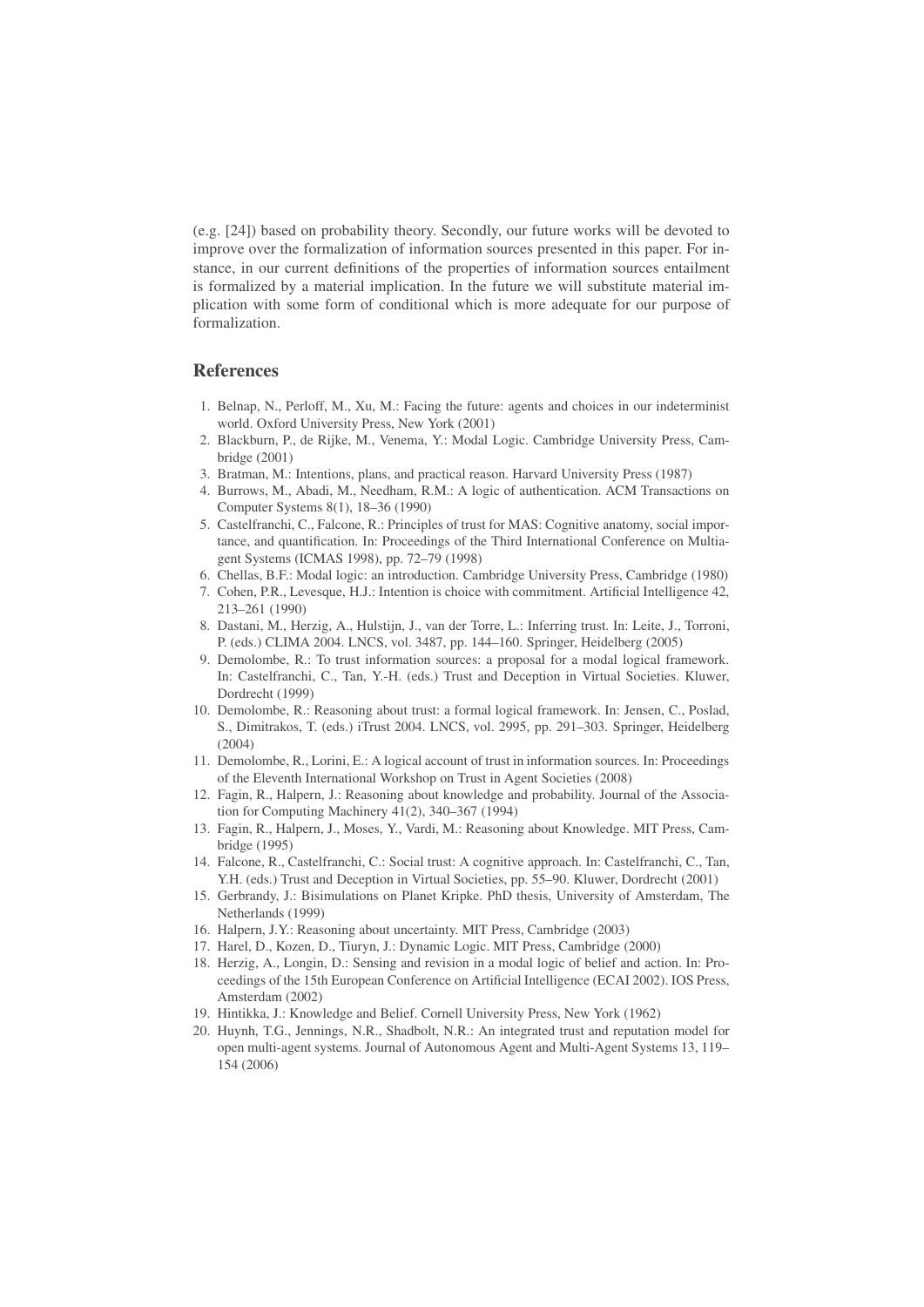(e.g. [24]) based on probability theory. Secondly, our future works will be devoted to improve over the formalization of information sources presented in this paper. For instance, in our current definitions of the properties of information sources entailment is formalized by a material implication. In the future we will substitute material implication with some form of conditional which is more adequate for our purpose of formalization.

## References

1. Belnap, N., Perloff, M., Xu, M.: Facing the future: agents and choices in our indeterminist world. Oxford University Press, New York (2001)
2. Blackburn, P., de Rijke, M., Venema, Y.: Modal Logic. Cambridge University Press, Cambridge (2001)
3. Bratman, M.: Intentions, plans, and practical reason. Harvard University Press (1987)
4. Burrows, M., Abadi, M., Needham, R.M.: A logic of authentication. ACM Transactions on Computer Systems 8(1), 18–36 (1990)
5. Castelfranchi, C., Falcone, R.: Principles of trust for MAS: Cognitive anatomy, social importance, and quantification. In: Proceedings of the Third International Conference on Multiagent Systems (ICMAS 1998), pp. 72–79 (1998)
6. Chellas, B.F.: Modal logic: an introduction. Cambridge University Press, Cambridge (1980)
7. Cohen, P.R., Levesque, H.J.: Intention is choice with commitment. Artificial Intelligence 42, 213–261 (1990)
8. Dastani, M., Herzig, A., Hulstijn, J., van der Torre, L.: Inferring trust. In: Leite, J., Torroni, P. (eds.) CLIMA 2004. LNCS, vol. 3487, pp. 144–160. Springer, Heidelberg (2005)
9. Demolombe, R.: To trust information sources: a proposal for a modal logical framework. In: Castelfranchi, C., Tan, Y.-H. (eds.) Trust and Deception in Virtual Societies. Kluwer, Dordrecht (1999)
10. Demolombe, R.: Reasoning about trust: a formal logical framework. In: Jensen, C., Poslad, S., Dimitrakos, T. (eds.) iTrust 2004. LNCS, vol. 2995, pp. 291–303. Springer, Heidelberg (2004)
11. Demolombe, R., Lorini, E.: A logical account of trust in information sources. In: Proceedings of the Eleventh International Workshop on Trust in Agent Societies (2008)
12. Fagin, R., Halpern, J.: Reasoning about knowledge and probability. Journal of the Association for Computing Machinery 41(2), 340–367 (1994)
13. Fagin, R., Halpern, J., Moses, Y., Vardi, M.: Reasoning about Knowledge. MIT Press, Cambridge (1995)
14. Falcone, R., Castelfranchi, C.: Social trust: A cognitive approach. In: Castelfranchi, C., Tan, Y.H. (eds.) Trust and Deception in Virtual Societies, pp. 55–90. Kluwer, Dordrecht (2001)
15. Gerbrandy, J.: Bisimulations on Planet Kripke. PhD thesis, University of Amsterdam, The Netherlands (1999)
16. Halpern, J.Y.: Reasoning about uncertainty. MIT Press, Cambridge (2003)
17. Harel, D., Kozen, D., Tiuryn, J.: Dynamic Logic. MIT Press, Cambridge (2000)
18. Herzig, A., Longin, D.: Sensing and revision in a modal logic of belief and action. In: Proceedings of the 15th European Conference on Artificial Intelligence (ECAI 2002). IOS Press, Amsterdam (2002)
19. Hintikka, J.: Knowledge and Belief. Cornell University Press, New York (1962)
20. Huynh, T.G., Jennings, N.R., Shadbolt, N.R.: An integrated trust and reputation model for open multi-agent systems. Journal of Autonomous Agent and Multi-Agent Systems 13, 119–154 (2006)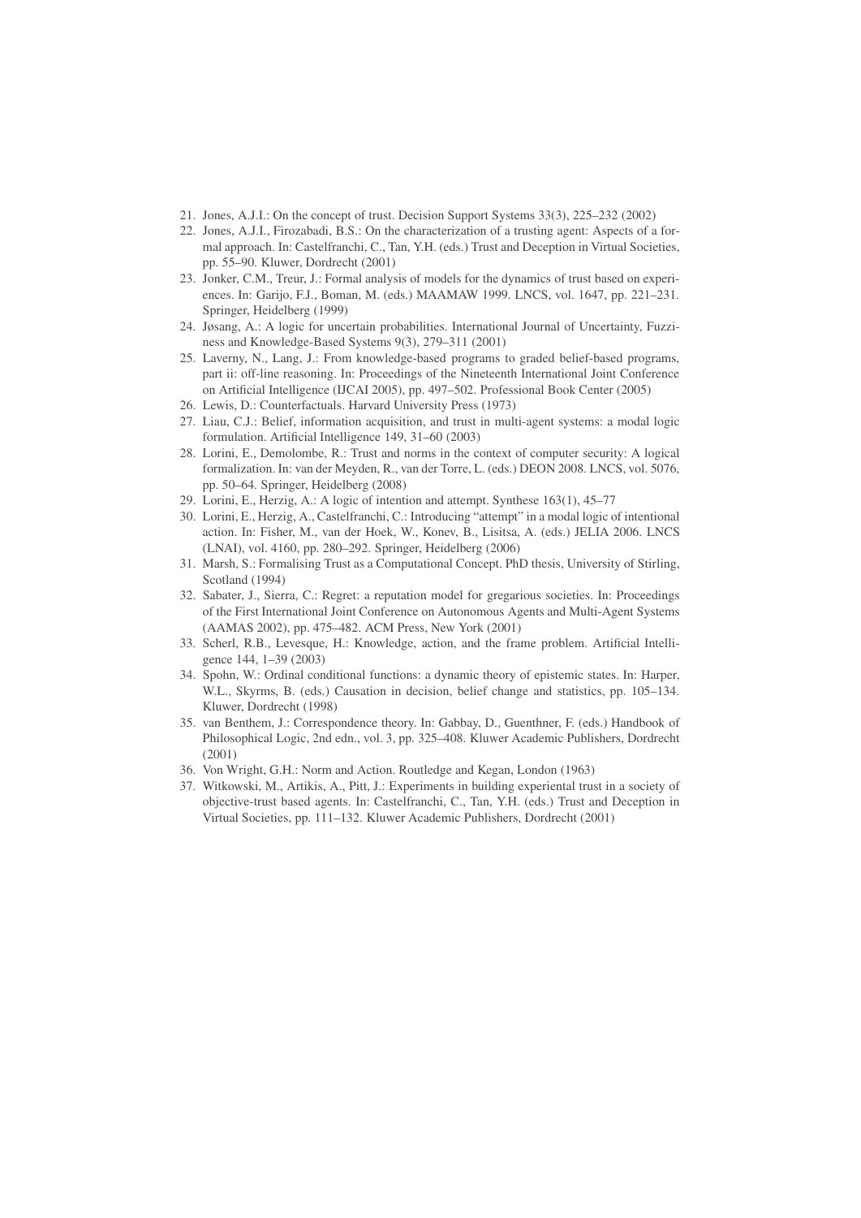21. Jones, A.J.I.: On the concept of trust. Decision Support Systems 33(3), 225–232 (2002)
22. Jones, A.J.I., Firozabadi, B.S.: On the characterization of a trusting agent: Aspects of a formal approach. In: Castelfranchi, C., Tan, Y.H. (eds.) Trust and Deception in Virtual Societies, pp. 55–90. Kluwer, Dordrecht (2001)
23. Jonker, C.M., Treur, J.: Formal analysis of models for the dynamics of trust based on experiences. In: Garijo, F.J., Boman, M. (eds.) MAAMAW 1999. LNCS, vol. 1647, pp. 221–231. Springer, Heidelberg (1999)
24. Jøsang, A.: A logic for uncertain probabilities. International Journal of Uncertainty, Fuzziness and Knowledge-Based Systems 9(3), 279–311 (2001)
25. Laverny, N., Lang, J.: From knowledge-based programs to graded belief-based programs, part ii: off-line reasoning. In: Proceedings of the Nineteenth International Joint Conference on Artificial Intelligence (IJCAI 2005), pp. 497–502. Professional Book Center (2005)
26. Lewis, D.: Counterfactuals. Harvard University Press (1973)
27. Liau, C.J.: Belief, information acquisition, and trust in multi-agent systems: a modal logic formulation. Artificial Intelligence 149, 31–60 (2003)
28. Lorini, E., Demolombe, R.: Trust and norms in the context of computer security: A logical formalization. In: van der Meyden, R., van der Torre, L. (eds.) DEON 2008. LNCS, vol. 5076, pp. 50–64. Springer, Heidelberg (2008)
29. Lorini, E., Herzig, A.: A logic of intention and attempt. Synthese 163(1), 45–77
30. Lorini, E., Herzig, A., Castelfranchi, C.: Introducing "attempt" in a modal logic of intentional action. In: Fisher, M., van der Hoek, W., Konev, B., Lisitsa, A. (eds.) JELIA 2006. LNCS (LNAI), vol. 4160, pp. 280–292. Springer, Heidelberg (2006)
31. Marsh, S.: Formalising Trust as a Computational Concept. PhD thesis, University of Stirling, Scotland (1994)
32. Sabater, J., Sierra, C.: Regret: a reputation model for gregarious societies. In: Proceedings of the First International Joint Conference on Autonomous Agents and Multi-Agent Systems (AAMAS 2002), pp. 475–482. ACM Press, New York (2001)
33. Scherl, R.B., Levesque, H.: Knowledge, action, and the frame problem. Artificial Intelligence 144, 1–39 (2003)
34. Spohn, W.: Ordinal conditional functions: a dynamic theory of epistemic states. In: Harper, W.L., Skyrms, B. (eds.) Causation in decision, belief change and statistics, pp. 105–134. Kluwer, Dordrecht (1998)
35. van Benthem, J.: Correspondence theory. In: Gabbay, D., Guenthner, F. (eds.) Handbook of Philosophical Logic, 2nd edn., vol. 3, pp. 325–408. Kluwer Academic Publishers, Dordrecht (2001)
36. Von Wright, G.H.: Norm and Action. Routledge and Kegan, London (1963)
37. Witkowski, M., Artikis, A., Pitt, J.: Experiments in building experiental trust in a society of objective-trust based agents. In: Castelfranchi, C., Tan, Y.H. (eds.) Trust and Deception in Virtual Societies, pp. 111–132. Kluwer Academic Publishers, Dordrecht (2001)